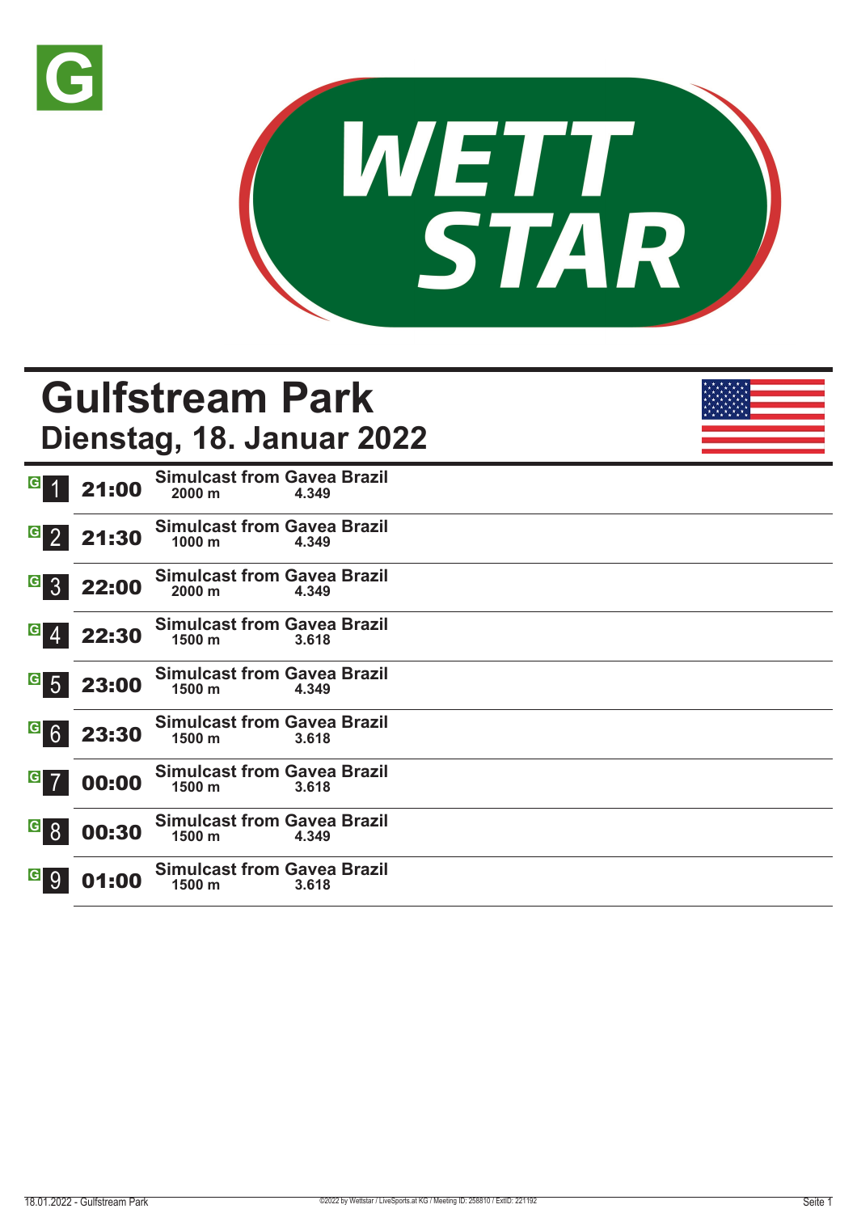# Gulfstream Park

## Dienstag, 18. Januar 2022

| Rennen | Zeit | Rennen | Distanz | |
|---|---|---|---|---|
| 1 | 21:00 | Simulcast from Gavea Brazil | 2000 m | 4.349 |
| 2 | 21:30 | Simulcast from Gavea Brazil | 1000 m | 4.349 |
| 3 | 22:00 | Simulcast from Gavea Brazil | 2000 m | 4.349 |
| 4 | 22:30 | Simulcast from Gavea Brazil | 1500 m | 3.618 |
| 5 | 23:00 | Simulcast from Gavea Brazil | 1500 m | 4.349 |
| 6 | 23:30 | Simulcast from Gavea Brazil | 1500 m | 3.618 |
| 7 | 00:00 | Simulcast from Gavea Brazil | 1500 m | 3.618 |
| 8 | 00:30 | Simulcast from Gavea Brazil | 1500 m | 4.349 |
| 9 | 01:00 | Simulcast from Gavea Brazil | 1500 m | 3.618 |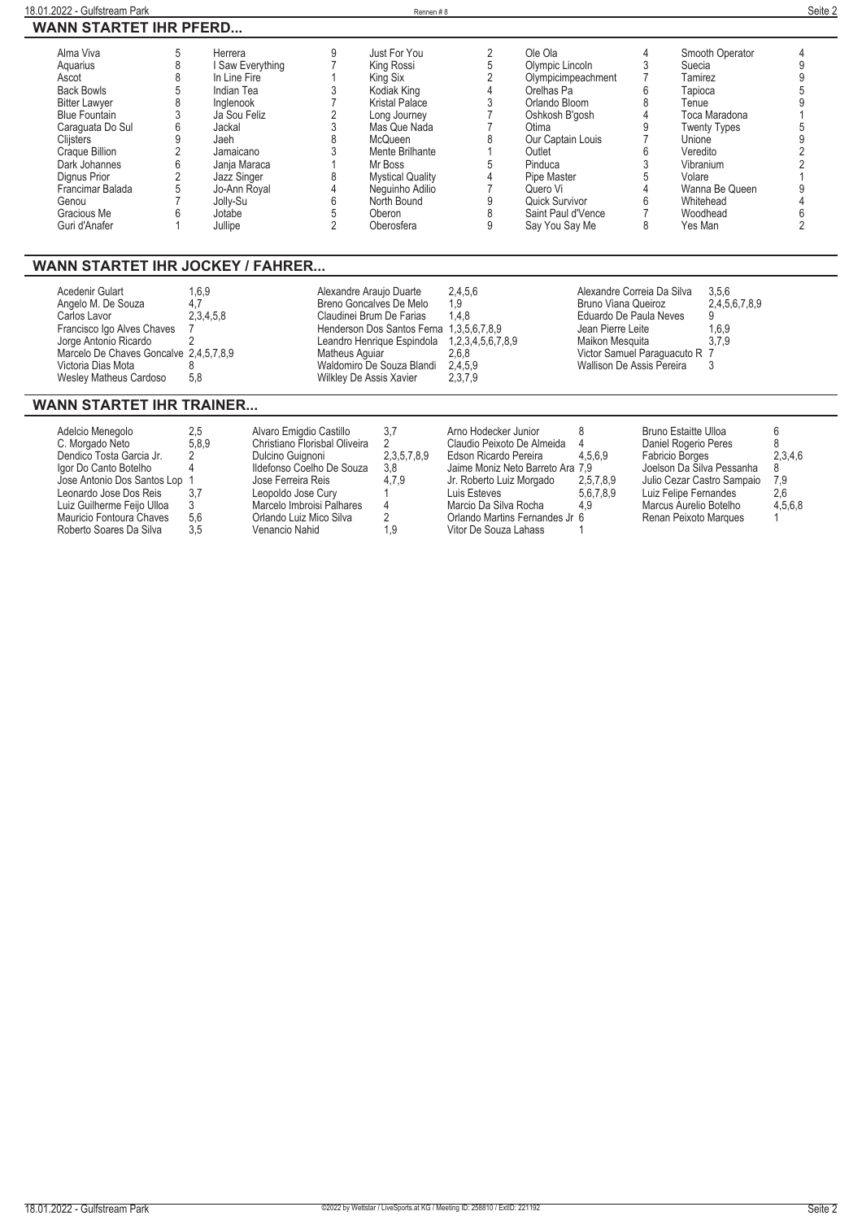## WANN STARTET IHR PFERD...

| Pferd | Rennen | Pferd | Rennen | Pferd | Rennen | Pferd | Rennen | Pferd | Rennen |
|---|---|---|---|---|---|---|---|---|---|
| Alma Viva | 5 | Herrera | 9 | Just For You | 2 | Ole Ola | 4 | Smooth Operator | 4 |
| Aquarius | 8 | I Saw Everything | 7 | King Rossi | 5 | Olympic Lincoln | 3 | Suecia | 9 |
| Ascot | 8 | In Line Fire | 1 | King Six | 2 | Olympicimpeachment | 7 | Tamirez | 9 |
| Back Bowls | 5 | Indian Tea | 3 | Kodiak King | 4 | Orelhas Pa | 6 | Tapioca | 5 |
| Bitter Lawyer | 8 | Inglenook | 7 | Kristal Palace | 3 | Orlando Bloom | 8 | Tenue | 9 |
| Blue Fountain | 3 | Ja Sou Feliz | 2 | Long Journey | 7 | Oshkosh B'gosh | 4 | Toca Maradona | 1 |
| Caraguata Do Sul | 6 | Jackal | 3 | Mas Que Nada | 7 | Otima | 9 | Twenty Types | 5 |
| Clijsters | 9 | Jaeh | 8 | McQueen | 8 | Our Captain Louis | 7 | Unione | 9 |
| Craque Billion | 2 | Jamaicano | 3 | Mente Brilhante | 1 | Outlet | 6 | Veredito | 2 |
| Dark Johannes | 6 | Janja Maraca | 1 | Mr Boss | 5 | Pinduca | 3 | Vibranium | 2 |
| Dignus Prior | 2 | Jazz Singer | 8 | Mystical Quality | 4 | Pipe Master | 5 | Volare | 1 |
| Francimar Balada | 5 | Jo-Ann Royal | 4 | Neguinho Adilio | 7 | Quero Vi | 4 | Wanna Be Queen | 9 |
| Genou | 7 | Jolly-Su | 6 | North Bound | 9 | Quick Survivor | 6 | Whitehead | 4 |
| Gracious Me | 6 | Jotabe | 5 | Oberon | 8 | Saint Paul d'Vence | 7 | Woodhead | 6 |
| Guri d'Anafer | 1 | Jullipe | 2 | Oberosfera | 9 | Say You Say Me | 8 | Yes Man | 2 |

## WANN STARTET IHR JOCKEY / FAHRER...

| Jockey | Rennen | Jockey | Rennen | Jockey | Rennen |
|---|---|---|---|---|---|
| Acedenir Gulart | 1,6,9 | Alexandre Araujo Duarte | 2,4,5,6 | Alexandre Correia Da Silva | 3,5,6 |
| Angelo M. De Souza | 4,7 | Breno Goncalves De Melo | 1,9 | Bruno Viana Queiroz | 2,4,5,6,7,8,9 |
| Carlos Lavor | 2,3,4,5,8 | Claudinei Brum De Farias | 1,4,8 | Eduardo De Paula Neves | 9 |
| Francisco Igo Alves Chaves | 7 | Henderson Dos Santos Ferna | 1,3,5,6,7,8,9 | Jean Pierre Leite | 1,6,9 |
| Jorge Antonio Ricardo | 2 | Leandro Henrique Espindola | 1,2,3,4,5,6,7,8,9 | Maikon Mesquita | 3,7,9 |
| Marcelo De Chaves Goncalve | 2,4,5,7,8,9 | Matheus Aguiar | 2,6,8 | Victor Samuel Paraguacuto R | 7 |
| Victoria Dias Mota | 8 | Waldomiro De Souza Blandi | 2,4,5,9 | Wallison De Assis Pereira | 3 |
| Wesley Matheus Cardoso | 5,8 | Wilkley De Assis Xavier | 2,3,7,9 | | |

## WANN STARTET IHR TRAINER...

| Trainer | Rennen | Trainer | Rennen | Trainer | Rennen | Trainer | Rennen |
|---|---|---|---|---|---|---|---|
| Adelcio Menegolo | 2,5 | Alvaro Emigdio Castillo | 3,7 | Arno Hodecker Junior | 8 | Bruno Estaitte Ulloa | 6 |
| C. Morgado Neto | 5,8,9 | Christiano Florisbal Oliveira | 2 | Claudio Peixoto De Almeida | 4 | Daniel Rogerio Peres | 8 |
| Dendico Tosta Garcia Jr. | 2 | Dulcino Guignoni | 2,3,5,7,8,9 | Edson Ricardo Pereira | 4,5,6,9 | Fabricio Borges | 2,3,4,6 |
| Igor Do Canto Botelho | 4 | Ildefonso Coelho De Souza | 3,8 | Jaime Moniz Neto Barreto Ara | 7,9 | Joelson Da Silva Pessanha | 8 |
| Jose Antonio Dos Santos Lop | 1 | Jose Ferreira Reis | 4,7,9 | Jr. Roberto Luiz Morgado | 2,5,7,8,9 | Julio Cezar Castro Sampaio | 7,9 |
| Leonardo Jose Dos Reis | 3,7 | Leopoldo Jose Cury | 1 | Luis Esteves | 5,6,7,8,9 | Luiz Felipe Fernandes | 2,6 |
| Luiz Guilherme Feijo Ulloa | 3 | Marcelo Imbroisi Palhares | 4 | Marcio Da Silva Rocha | 4,9 | Marcus Aurelio Botelho | 4,5,6,8 |
| Mauricio Fontoura Chaves | 5,6 | Orlando Luiz Mico Silva | 2 | Orlando Martins Fernandes Jr | 6 | Renan Peixoto Marques | 1 |
| Roberto Soares Da Silva | 3,5 | Venancio Nahid | 1,9 | Vitor De Souza Lahass | 1 | | |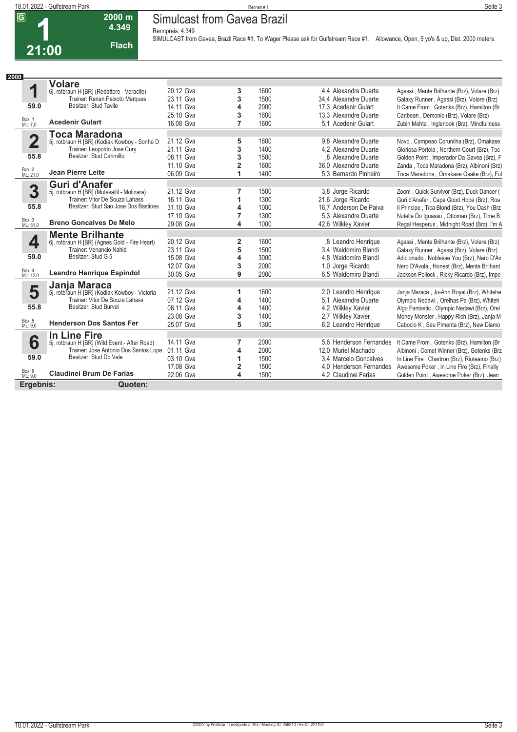G

# 1

2000 m
4.349
Flach

21:00

## Simulcast from Gavea Brazil

Rennpreis: 4.349

SIMULCAST from Gavea, Brazil Race #1. To Wager Please ask for Gulfstream Race #1. Allowance, Open, 5 yo's & up, Dist. 2000 meters.

**2000**

| Nr. | Pferd | Datum | Platz | Distanz | Quote / Jockey | Einlauf |
|---|---|---|---|---|---|---|
| **1** | **Volare** | 20.12 Gva | 3 | 1600 | 4,4 Alexandre Duarte | Agassi , Mente Brilhante (Brz), Volare (Brz) |
| | 6j. rotbraun H [BR] (Redattore - Veracite) | 23.11 Gva | 3 | 1500 | 34,4 Alexandre Duarte | Galaxy Runner , Agassi (Brz), Volare (Brz) |
| | Trainer: Renan Peixoto Marques | 14.11 Gva | 4 | 2000 | 17,3 Acedenir Gulart | It Came From , Gotenks (Brz), Hamilton (Br |
| 59.0 | Besitzer: Stud Tavile | 25.10 Gva | 3 | 1600 | 13,3 Alexandre Duarte | Caribean , Demonio (Brz), Volare (Brz) |
| Box: 1 ML: 7,0 | **Acedenir Gulart** | 16.08 Gva | 7 | 1600 | 5,1 Acedenir Gulart | Zubin Mehta , Inglenook (Brz), Mindfullness |
| **2** | **Toca Maradona** | 21.12 Gva | 5 | 1600 | 9,8 Alexandre Duarte | Novo , Campeao Corunilha (Brz), Omakase |
| | 5j. rotbraun H [BR] (Kodiak Kowboy - Sonho D | 21.11 Gva | 3 | 1400 | 4,2 Alexandre Duarte | Gloriosa Portela , Northern Court (Brz), Toc |
| | Trainer: Leopoldo Jose Cury | 08.11 Gva | 3 | 1500 | ,8 Alexandre Duarte | Golden Point , Imperador Da Gavea (Brz), F |
| 55.8 | Besitzer: Stud Carimillo | 11.10 Gva | 2 | 1600 | 36,0 Alexandre Duarte | Zanda , Toca Maradona (Brz), Albinoni (Brz) |
| Box: 2 ML: 21,0 | **Jean Pierre Leite** | 06.09 Gva | 1 | 1400 | 5,3 Bernardo Pinheiro | Toca Maradona , Omakase Osake (Brz), Ful |
| **3** | **Guri d'Anafer** | 21.12 Gva | 7 | 1500 | 3,8 Jorge Ricardo | Zoom , Quick Survivor (Brz), Duck Dancer ( |
| | 5j. rotbraun H [BR] (Mutasallil - Molinara) | 16.11 Gva | 1 | 1300 | 21,6 Jorge Ricardo | Guri d'Anafer , Cape Good Hope (Brz), Roa |
| | Trainer: Vitor De Souza Lahass | 31.10 Gva | 4 | 1000 | 16,7 Anderson De Paiva | Il Principe , Tica Blond (Brz), You Dash (Brz |
| 55.8 | Besitzer: Stud Sao Jose Dos Bastioes | 17.10 Gva | 7 | 1300 | 5,3 Alexandre Duarte | Nutella Do Iguassu , Ottoman (Brz), Time B |
| Box: 3 ML: 51,0 | **Breno Goncalves De Melo** | 29.08 Gva | 4 | 1000 | 42,6 Wilkley Xavier | Regal Hesperus , Midnight Road (Brz), I'm A |
| **4** | **Mente Brilhante** | 20.12 Gva | 2 | 1600 | ,8 Leandro Henrique | Agassi , Mente Brilhante (Brz), Volare (Brz) |
| | 6j. rotbraun H [BR] (Agnes Gold - Fire Heart) | 23.11 Gva | 5 | 1500 | 3,4 Waldomiro Blandi | Galaxy Runner , Agassi (Brz), Volare (Brz) |
| | Trainer: Venancio Nahid | 15.08 Gva | 4 | 3000 | 4,8 Waldomiro Blandi | Adicionado , Noblesse You (Brz), Nero D'Av |
| 59.0 | Besitzer: Stud G 5 | 12.07 Gva | 3 | 2000 | 1,0 Jorge Ricardo | Nero D'Avola , Honest (Brz), Mente Brilhant |
| Box: 4 ML: 12,0 | **Leandro Henrique Espindol** | 30.05 Gva | 9 | 2000 | 6,5 Waldomiro Blandi | Jackson Pollock , Ricky Ricardo (Brz), Impe |
| **5** | **Janja Maraca** | 21.12 Gva | 1 | 1600 | 2,0 Leandro Henrique | Janja Maraca , Jo-Ann Royal (Brz), Whitehe |
| | 5j. rotbraun H [BR] (Kodiak Kowboy - Victoria | 07.12 Gva | 4 | 1400 | 5,1 Alexandre Duarte | Olympic Nedawi , Orelhas Pa (Brz), Whiteh |
| | Trainer: Vitor De Souza Lahass | 08.11 Gva | 4 | 1400 | 4,2 Wilkley Xavier | Algo Fantastic , Olympic Nedawi (Brz), Orel |
| 55.8 | Besitzer: Stud Burvel | 23.08 Gva | 3 | 1400 | 2,7 Wilkley Xavier | Money Monster , Happy-Rich (Brz), Janja M |
| Box: 5 ML: 9,0 | **Henderson Dos Santos Fer** | 25.07 Gva | 5 | 1300 | 6,2 Leandro Henrique | Caboclo K , Seu Pimenta (Brz), New Diamo |
| **6** | **In Line Fire** | 14.11 Gva | 7 | 2000 | 5,6 Henderson Fernandes | It Came From , Gotenks (Brz), Hamilton (Br |
| | 5j. rotbraun H [BR] (Wild Event - After Road) | 01.11 Gva | 4 | 2000 | 12,0 Muriel Machado | Albinoni , Comet Winner (Brz), Gotenks (Brz |
| | Trainer: Jose Antonio Dos Santos Lope | 03.10 Gva | 1 | 1500 | 3,4 Marcelo Goncalves | In Line Fire , Chartron (Brz), Rioteamo (Brz) |
| 59.0 | Besitzer: Stud Do Vale | 17.08 Gva | 2 | 1500 | 4,0 Henderson Fernandes | Awesome Poker , In Line Fire (Brz), Finally |
| Box: 6 ML: 9,0 | **Claudinei Brum De Farias** | 22.06 Gva | 4 | 1500 | 4,2 Claudinei Farias | Golden Point , Awesome Poker (Brz), Jean |

**Ergebnis:** **Quoten:**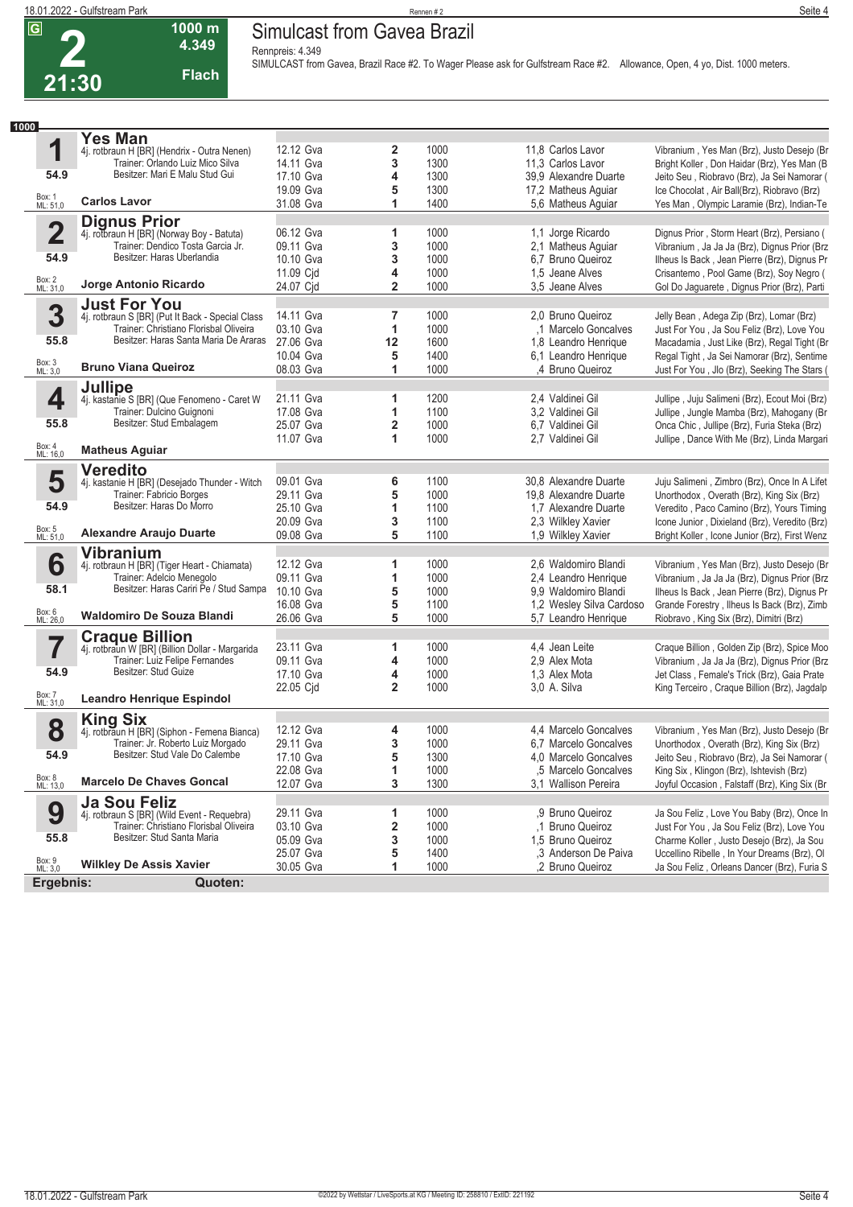# 2 — 21:30 — 1000 m — 4.349 — Flach

## Simulcast from Gavea Brazil

Rennpreis: 4.349

SIMULCAST from Gavea, Brazil Race #2. To Wager Please ask for Gulfstream Race #2. Allowance, Open, 4 yo, Dist. 1000 meters.

**1000**

### 1 Yes Man
4j. rotbraun H [BR] (Hendrix - Outra Nenen)
Trainer: Orlando Luiz Mico Silva
Besitzer: Mari E Malu Stud Gui
54.9
Box: 1 ML: 51,0
**Carlos Lavor**

| Datum | Platz | Distanz | Quote / Jockey | Einlauf |
|---|---|---|---|---|
| 12.12 Gva | 2 | 1000 | 11,8 Carlos Lavor | Vibranium , Yes Man (Brz), Justo Desejo (Br |
| 14.11 Gva | 3 | 1300 | 11,3 Carlos Lavor | Bright Koller , Don Haidar (Brz), Yes Man (B |
| 17.10 Gva | 4 | 1300 | 39,9 Alexandre Duarte | Jeito Seu , Riobravo (Brz), Ja Sei Namorar ( |
| 19.09 Gva | 5 | 1300 | 17,2 Matheus Aguiar | Ice Chocolat , Air Ball(Brz), Riobravo (Brz) |
| 31.08 Gva | 1 | 1400 | 5,6 Matheus Aguiar | Yes Man , Olympic Laramie (Brz), Indian-Te |

### 2 Dignus Prior
4j. rotbraun H [BR] (Norway Boy - Batuta)
Trainer: Dendico Tosta Garcia Jr.
Besitzer: Haras Uberlandia
54.9
Box: 2 ML: 31,0
**Jorge Antonio Ricardo**

| Datum | Platz | Distanz | Quote / Jockey | Einlauf |
|---|---|---|---|---|
| 06.12 Gva | 1 | 1000 | 1,1 Jorge Ricardo | Dignus Prior , Storm Heart (Brz), Persiano ( |
| 09.11 Gva | 3 | 1000 | 2,1 Matheus Aguiar | Vibranium , Ja Ja Ja (Brz), Dignus Prior (Brz |
| 10.10 Gva | 3 | 1000 | 6,7 Bruno Queiroz | Ilheus Is Back , Jean Pierre (Brz), Dignus Pr |
| 11.09 Cjd | 4 | 1000 | 1,5 Jeane Alves | Crisantemo , Pool Game (Brz), Soy Negro ( |
| 24.07 Cjd | 2 | 1000 | 3,5 Jeane Alves | Gol Do Jaguarete , Dignus Prior (Brz), Parti |

### 3 Just For You
4j. rotbraun S [BR] (Put It Back - Special Class
Trainer: Christiano Florisbal Oliveira
Besitzer: Haras Santa Maria De Araras
55.8
Box: 3 ML: 3,0
**Bruno Viana Queiroz**

| Datum | Platz | Distanz | Quote / Jockey | Einlauf |
|---|---|---|---|---|
| 14.11 Gva | 7 | 1000 | 2,0 Bruno Queiroz | Jelly Bean , Adega Zip (Brz), Lomar (Brz) |
| 03.10 Gva | 1 | 1000 | ,1 Marcelo Goncalves | Just For You , Ja Sou Feliz (Brz), Love You |
| 27.06 Gva | 12 | 1600 | 1,8 Leandro Henrique | Macadamia , Just Like (Brz), Regal Tight (Br |
| 10.04 Gva | 5 | 1400 | 6,1 Leandro Henrique | Regal Tight , Ja Sei Namorar (Brz), Sentime |
| 08.03 Gva | 1 | 1000 | ,4 Bruno Queiroz | Just For You , Jlo (Brz), Seeking The Stars ( |

### 4 Jullipe
4j. kastanie S [BR] (Que Fenomeno - Caret W
Trainer: Dulcino Guignoni
Besitzer: Stud Embalagem
55.8
Box: 4 ML: 16,0
**Matheus Aguiar**

| Datum | Platz | Distanz | Quote / Jockey | Einlauf |
|---|---|---|---|---|
| 21.11 Gva | 1 | 1200 | 2,4 Valdinei Gil | Jullipe , Juju Salimeni (Brz), Ecout Moi (Brz) |
| 17.08 Gva | 1 | 1100 | 3,2 Valdinei Gil | Jullipe , Jungle Mamba (Brz), Mahogany (Br |
| 25.07 Gva | 2 | 1000 | 6,7 Valdinei Gil | Onca Chic , Jullipe (Brz), Furia Steka (Brz) |
| 11.07 Gva | 1 | 1000 | 2,7 Valdinei Gil | Jullipe , Dance With Me (Brz), Linda Margari |

### 5 Veredito
4j. kastanie H [BR] (Desejado Thunder - Witch
Trainer: Fabricio Borges
Besitzer: Haras Do Morro
54.9
Box: 5 ML: 51,0
**Alexandre Araujo Duarte**

| Datum | Platz | Distanz | Quote / Jockey | Einlauf |
|---|---|---|---|---|
| 09.01 Gva | 6 | 1100 | 30,8 Alexandre Duarte | Juju Salimeni , Zimbro (Brz), Once In A Lifet |
| 29.11 Gva | 5 | 1000 | 19,8 Alexandre Duarte | Unorthodox , Overath (Brz), King Six (Brz) |
| 25.10 Gva | 1 | 1100 | 1,7 Alexandre Duarte | Veredito , Paco Camino (Brz), Yours Timing |
| 20.09 Gva | 3 | 1100 | 2,3 Wilkley Xavier | Icone Junior , Dixieland (Brz), Veredito (Brz) |
| 09.08 Gva | 5 | 1100 | 1,9 Wilkley Xavier | Bright Koller , Icone Junior (Brz), First Wenz |

### 6 Vibranium
4j. rotbraun H [BR] (Tiger Heart - Chiamata)
Trainer: Adelcio Menegolo
Besitzer: Haras Cariri Pe / Stud Sampa
58.1
Box: 6 ML: 26,0
**Waldomiro De Souza Blandi**

| Datum | Platz | Distanz | Quote / Jockey | Einlauf |
|---|---|---|---|---|
| 12.12 Gva | 1 | 1000 | 2,6 Waldomiro Blandi | Vibranium , Yes Man (Brz), Justo Desejo (Br |
| 09.11 Gva | 1 | 1000 | 2,4 Leandro Henrique | Vibranium , Ja Ja Ja (Brz), Dignus Prior (Brz |
| 10.10 Gva | 5 | 1000 | 9,9 Waldomiro Blandi | Ilheus Is Back , Jean Pierre (Brz), Dignus Pr |
| 16.08 Gva | 5 | 1100 | 1,2 Wesley Silva Cardoso | Grande Forestry , Ilheus Is Back (Brz), Zimb |
| 26.06 Gva | 5 | 1000 | 5,7 Leandro Henrique | Riobravo , King Six (Brz), Dimitri (Brz) |

### 7 Craque Billion
4j. rotbraun W [BR] (Billion Dollar - Margarida
Trainer: Luiz Felipe Fernandes
Besitzer: Stud Guize
54.9
Box: 7 ML: 31,0
**Leandro Henrique Espindol**

| Datum | Platz | Distanz | Quote / Jockey | Einlauf |
|---|---|---|---|---|
| 23.11 Gva | 1 | 1000 | 4,4 Jean Leite | Craque Billion , Golden Zip (Brz), Spice Moo |
| 09.11 Gva | 4 | 1000 | 2,9 Alex Mota | Vibranium , Ja Ja Ja (Brz), Dignus Prior (Brz |
| 17.10 Gva | 4 | 1000 | 1,3 Alex Mota | Jet Class , Female's Trick (Brz), Gaia Prate |
| 22.05 Cjd | 2 | 1000 | 3,0 A. Silva | King Terceiro , Craque Billion (Brz), Jagdalp |

### 8 King Six
4j. rotbraun H [BR] (Siphon - Femena Bianca)
Trainer: Jr. Roberto Luiz Morgado
Besitzer: Stud Vale Do Calembe
54.9
Box: 8 ML: 13,0
**Marcelo De Chaves Goncal**

| Datum | Platz | Distanz | Quote / Jockey | Einlauf |
|---|---|---|---|---|
| 12.12 Gva | 4 | 1000 | 4,4 Marcelo Goncalves | Vibranium , Yes Man (Brz), Justo Desejo (Br |
| 29.11 Gva | 3 | 1000 | 6,7 Marcelo Goncalves | Unorthodox , Overath (Brz), King Six (Brz) |
| 17.10 Gva | 5 | 1300 | 4,0 Marcelo Goncalves | Jeito Seu , Riobravo (Brz), Ja Sei Namorar ( |
| 22.08 Gva | 1 | 1000 | ,5 Marcelo Goncalves | King Six , Klingon (Brz), Ishtevish (Brz) |
| 12.07 Gva | 3 | 1300 | 3,1 Wallison Pereira | Joyful Occasion , Falstaff (Brz), King Six (Br |

### 9 Ja Sou Feliz
4j. rotbraun S [BR] (Wild Event - Requebra)
Trainer: Christiano Florisbal Oliveira
Besitzer: Stud Santa Maria
55.8
Box: 9 ML: 3,0
**Wilkley De Assis Xavier**

| Datum | Platz | Distanz | Quote / Jockey | Einlauf |
|---|---|---|---|---|
| 29.11 Gva | 1 | 1000 | ,9 Bruno Queiroz | Ja Sou Feliz , Love You Baby (Brz), Once In |
| 03.10 Gva | 2 | 1000 | ,1 Bruno Queiroz | Just For You , Ja Sou Feliz (Brz), Love You |
| 05.09 Gva | 3 | 1000 | 1,5 Bruno Queiroz | Charme Koller , Justo Desejo (Brz), Ja Sou |
| 25.07 Gva | 5 | 1400 | ,3 Anderson De Paiva | Uccellino Ribelle , In Your Dreams (Brz), Ol |
| 30.05 Gva | 1 | 1000 | ,2 Bruno Queiroz | Ja Sou Feliz , Orleans Dancer (Brz), Furia S |

**Ergebnis:** **Quoten:**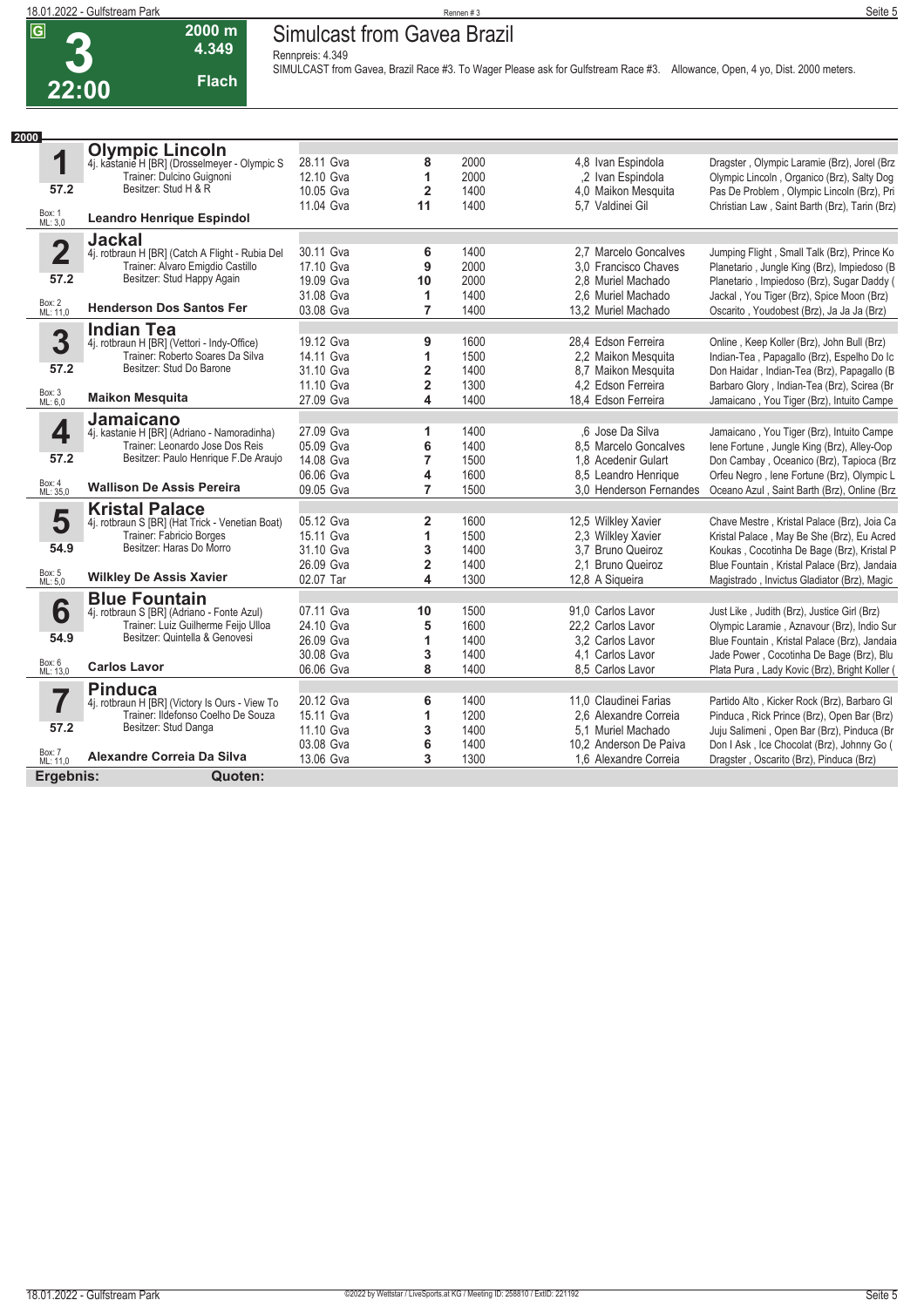# 3 — 22:00

**2000 m** | **4.349** | **Flach**

## Simulcast from Gavea Brazil

Rennpreis: 4.349

SIMULCAST from Gavea, Brazil Race #3. To Wager Please ask for Gulfstream Race #3. Allowance, Open, 4 yo, Dist. 2000 meters.

**2000**

### 1 Olympic Lincoln
4j. kastanie H [BR] (Drosselmeyer - Olympic S
Trainer: Dulcino Guignoni
Besitzer: Stud H & R
57.2 — Box: 1 — ML: 3,0
**Leandro Henrique Espindol**

| Datum | Platz | Distanz | Quote | Jockey | Einlauf |
|---|---|---|---|---|---|
| 28.11 Gva | 8 | 2000 | 4,8 | Ivan Espindola | Dragster , Olympic Laramie (Brz), Jorel (Brz |
| 12.10 Gva | 1 | 2000 | ,2 | Ivan Espindola | Olympic Lincoln , Organico (Brz), Salty Dog |
| 10.05 Gva | 2 | 1400 | 4,0 | Maikon Mesquita | Pas De Problem , Olympic Lincoln (Brz), Pri |
| 11.04 Gva | 11 | 1400 | 5,7 | Valdinei Gil | Christian Law , Saint Barth (Brz), Tarin (Brz) |

### 2 Jackal
4j. rotbraun H [BR] (Catch A Flight - Rubia Del
Trainer: Alvaro Emigdio Castillo
Besitzer: Stud Happy Again
57.2 — Box: 2 — ML: 11,0
**Henderson Dos Santos Fer**

| Datum | Platz | Distanz | Quote | Jockey | Einlauf |
|---|---|---|---|---|---|
| 30.11 Gva | 6 | 1400 | 2,7 | Marcelo Goncalves | Jumping Flight , Small Talk (Brz), Prince Ko |
| 17.10 Gva | 9 | 2000 | 3,0 | Francisco Chaves | Planetario , Jungle King (Brz), Impiedoso (B |
| 19.09 Gva | 10 | 2000 | 2,8 | Muriel Machado | Planetario , Impiedoso (Brz), Sugar Daddy ( |
| 31.08 Gva | 1 | 1400 | 2,6 | Muriel Machado | Jackal , You Tiger (Brz), Spice Moon (Brz) |
| 03.08 Gva | 7 | 1400 | 13,2 | Muriel Machado | Oscarito , Youdobest (Brz), Ja Ja Ja (Brz) |

### 3 Indian Tea
4j. rotbraun H [BR] (Vettori - Indy-Office)
Trainer: Roberto Soares Da Silva
Besitzer: Stud Do Barone
57.2 — Box: 3 — ML: 6,0
**Maikon Mesquita**

| Datum | Platz | Distanz | Quote | Jockey | Einlauf |
|---|---|---|---|---|---|
| 19.12 Gva | 9 | 1600 | 28,4 | Edson Ferreira | Online , Keep Koller (Brz), John Bull (Brz) |
| 14.11 Gva | 1 | 1500 | 2,2 | Maikon Mesquita | Indian-Tea , Papagallo (Brz), Espelho Do Ic |
| 31.10 Gva | 2 | 1400 | 8,7 | Maikon Mesquita | Don Haidar , Indian-Tea (Brz), Papagallo (B |
| 11.10 Gva | 2 | 1300 | 4,2 | Edson Ferreira | Barbaro Glory , Indian-Tea (Brz), Scirea (Br |
| 27.09 Gva | 4 | 1400 | 18,4 | Edson Ferreira | Jamaicano , You Tiger (Brz), Intuito Campe |

### 4 Jamaicano
4j. kastanie H [BR] (Adriano - Namoradinha)
Trainer: Leonardo Jose Dos Reis
Besitzer: Paulo Henrique F.De Araujo
57.2 — Box: 4 — ML: 35,0
**Wallison De Assis Pereira**

| Datum | Platz | Distanz | Quote | Jockey | Einlauf |
|---|---|---|---|---|---|
| 27.09 Gva | 1 | 1400 | ,6 | Jose Da Silva | Jamaicano , You Tiger (Brz), Intuito Campe |
| 05.09 Gva | 6 | 1400 | 8,5 | Marcelo Goncalves | Iene Fortune , Jungle King (Brz), Alley-Oop |
| 14.08 Gva | 7 | 1500 | 1,8 | Acedenir Gulart | Don Cambay , Oceanico (Brz), Tapioca (Brz |
| 06.06 Gva | 4 | 1600 | 8,5 | Leandro Henrique | Orfeu Negro , Iene Fortune (Brz), Olympic L |
| 09.05 Gva | 7 | 1500 | 3,0 | Henderson Fernandes | Oceano Azul , Saint Barth (Brz), Online (Brz |

### 5 Kristal Palace
4j. rotbraun S [BR] (Hat Trick - Venetian Boat)
Trainer: Fabricio Borges
Besitzer: Haras Do Morro
54.9 — Box: 5 — ML: 5,0
**Wilkley De Assis Xavier**

| Datum | Platz | Distanz | Quote | Jockey | Einlauf |
|---|---|---|---|---|---|
| 05.12 Gva | 2 | 1600 | 12,5 | Wilkley Xavier | Chave Mestre , Kristal Palace (Brz), Joia Ca |
| 15.11 Gva | 1 | 1500 | 2,3 | Wilkley Xavier | Kristal Palace , May Be She (Brz), Eu Acred |
| 31.10 Gva | 3 | 1400 | 3,7 | Bruno Queiroz | Koukas , Cocotinha De Bage (Brz), Kristal P |
| 26.09 Gva | 2 | 1400 | 2,1 | Bruno Queiroz | Blue Fountain , Kristal Palace (Brz), Jandaia |
| 02.07 Tar | 4 | 1300 | 12,8 | A Siqueira | Magistrado , Invictus Gladiator (Brz), Magic |

### 6 Blue Fountain
4j. rotbraun S [BR] (Adriano - Fonte Azul)
Trainer: Luiz Guilherme Feijo Ulloa
Besitzer: Quintella & Genovesi
54.9 — Box: 6 — ML: 13,0
**Carlos Lavor**

| Datum | Platz | Distanz | Quote | Jockey | Einlauf |
|---|---|---|---|---|---|
| 07.11 Gva | 10 | 1500 | 91,0 | Carlos Lavor | Just Like , Judith (Brz), Justice Girl (Brz) |
| 24.10 Gva | 5 | 1600 | 22,2 | Carlos Lavor | Olympic Laramie , Aznavour (Brz), Indio Sur |
| 26.09 Gva | 1 | 1400 | 3,2 | Carlos Lavor | Blue Fountain , Kristal Palace (Brz), Jandaia |
| 30.08 Gva | 3 | 1400 | 4,1 | Carlos Lavor | Jade Power , Cocotinha De Bage (Brz), Blu |
| 06.06 Gva | 8 | 1400 | 8,5 | Carlos Lavor | Plata Pura , Lady Kovic (Brz), Bright Koller ( |

### 7 Pinduca
4j. rotbraun H [BR] (Victory Is Ours - View To
Trainer: Ildefonso Coelho De Souza
Besitzer: Stud Danga
57.2 — Box: 7 — ML: 11,0
**Alexandre Correia Da Silva**

| Datum | Platz | Distanz | Quote | Jockey | Einlauf |
|---|---|---|---|---|---|
| 20.12 Gva | 6 | 1400 | 11,0 | Claudinei Farias | Partido Alto , Kicker Rock (Brz), Barbaro Gl |
| 15.11 Gva | 1 | 1200 | 2,6 | Alexandre Correia | Pinduca , Rick Prince (Brz), Open Bar (Brz) |
| 11.10 Gva | 3 | 1400 | 5,1 | Muriel Machado | Juju Salimeni , Open Bar (Brz), Pinduca (Br |
| 03.08 Gva | 6 | 1400 | 10,2 | Anderson De Paiva | Don I Ask , Ice Chocolat (Brz), Johnny Go ( |
| 13.06 Gva | 3 | 1300 | 1,6 | Alexandre Correia | Dragster , Oscarito (Brz), Pinduca (Brz) |

**Ergebnis:** **Quoten:**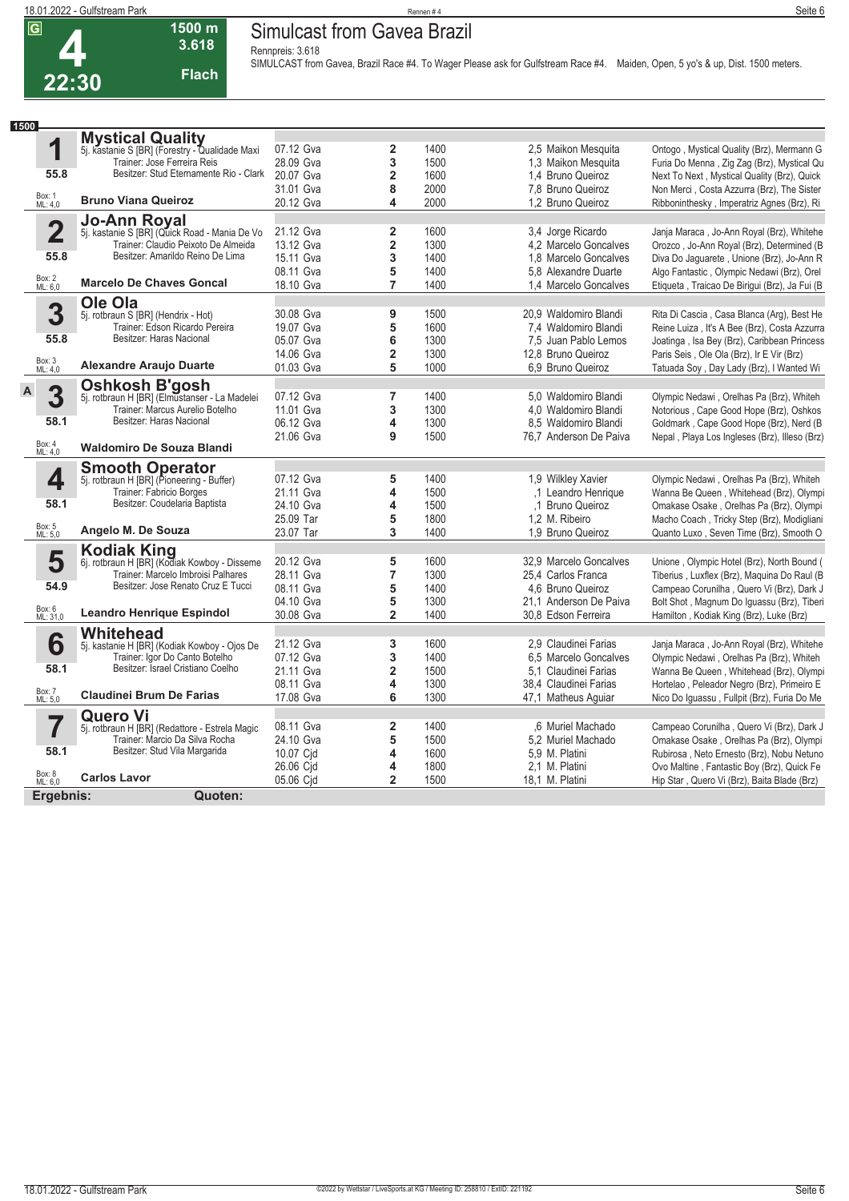# 4 — 22:30 — 1500 m — 3.618 — Flach

## Simulcast from Gavea Brazil

Rennpreis: 3.618

SIMULCAST from Gavea, Brazil Race #4. To Wager Please ask for Gulfstream Race #4. Maiden, Open, 5 yo's & up, Dist. 1500 meters.

**1500**

### 1 Mystical Quality
5j. kastanie S [BR] (Forestry - Qualidade Maxi
Trainer: Jose Ferreira Reis
Besitzer: Stud Eternamente Rio - Clark
55.8
Box: 1 ML: 4,0
**Bruno Viana Queiroz**

| Datum | Platz | Dist. | Quote / Jockey | Einlauf |
|---|---|---|---|---|
| 07.12 Gva | 2 | 1400 | 2,5 Maikon Mesquita | Ontogo , Mystical Quality (Brz), Mermann G |
| 28.09 Gva | 3 | 1500 | 1,3 Maikon Mesquita | Furia Do Menna , Zig Zag (Brz), Mystical Qu |
| 20.07 Gva | 2 | 1600 | 1,4 Bruno Queiroz | Next To Next , Mystical Quality (Brz), Quick |
| 31.01 Gva | 8 | 2000 | 7,8 Bruno Queiroz | Non Merci , Costa Azzurra (Brz), The Sister |
| 20.12 Gva | 4 | 2000 | 1,2 Bruno Queiroz | Ribboninthesky , Imperatriz Agnes (Brz), Ri |

### 2 Jo-Ann Royal
5j. kastanie S [BR] (Quick Road - Mania De Vo
Trainer: Claudio Peixoto De Almeida
Besitzer: Amarildo Reino De Lima
55.8
Box: 2 ML: 6,0
**Marcelo De Chaves Goncal**

| Datum | Platz | Dist. | Quote / Jockey | Einlauf |
|---|---|---|---|---|
| 21.12 Gva | 2 | 1600 | 3,4 Jorge Ricardo | Janja Maraca , Jo-Ann Royal (Brz), Whitehe |
| 13.12 Gva | 2 | 1300 | 4,2 Marcelo Goncalves | Orozco , Jo-Ann Royal (Brz), Determined (B |
| 15.11 Gva | 3 | 1400 | 1,8 Marcelo Goncalves | Diva Do Jaguarete , Unione (Brz), Jo-Ann R |
| 08.11 Gva | 5 | 1400 | 5,8 Alexandre Duarte | Algo Fantastic , Olympic Nedawi (Brz), Orel |
| 18.10 Gva | 7 | 1400 | 1,4 Marcelo Goncalves | Etiqueta , Traicao De Birigui (Brz), Ja Fui (B |

### 3 Ole Ola
5j. rotbraun S [BR] (Hendrix - Hot)
Trainer: Edson Ricardo Pereira
Besitzer: Haras Nacional
55.8
Box: 3 ML: 4,0
**Alexandre Araujo Duarte**

| Datum | Platz | Dist. | Quote / Jockey | Einlauf |
|---|---|---|---|---|
| 30.08 Gva | 9 | 1500 | 20,9 Waldomiro Blandi | Rita Di Cascia , Casa Blanca (Arg), Best He |
| 19.07 Gva | 5 | 1600 | 7,4 Waldomiro Blandi | Reine Luiza , It's A Bee (Brz), Costa Azzurra |
| 05.07 Gva | 6 | 1300 | 7,5 Juan Pablo Lemos | Joatinga , Isa Bey (Brz), Caribbean Princess |
| 14.06 Gva | 2 | 1300 | 12,8 Bruno Queiroz | Paris Seis , Ole Ola (Brz), Ir E Vir (Brz) |
| 01.03 Gva | 5 | 1000 | 6,9 Bruno Queiroz | Tatuada Soy , Day Lady (Brz), I Wanted Wi |

### A 3 Oshkosh B'gosh
5j. rotbraun H [BR] (Elmustanser - La Madelei
Trainer: Marcus Aurelio Botelho
Besitzer: Haras Nacional
58.1
Box: 4 ML: 4,0
**Waldomiro De Souza Blandi**

| Datum | Platz | Dist. | Quote / Jockey | Einlauf |
|---|---|---|---|---|
| 07.12 Gva | 7 | 1400 | 5,0 Waldomiro Blandi | Olympic Nedawi , Orelhas Pa (Brz), Whiteh |
| 11.01 Gva | 3 | 1300 | 4,0 Waldomiro Blandi | Notorious , Cape Good Hope (Brz), Oshkos |
| 06.12 Gva | 4 | 1300 | 8,5 Waldomiro Blandi | Goldmark , Cape Good Hope (Brz), Nerd (B |
| 21.06 Gva | 9 | 1500 | 76,7 Anderson De Paiva | Nepal , Playa Los Ingleses (Brz), Illeso (Brz) |

### 4 Smooth Operator
5j. rotbraun H [BR] (Pioneering - Buffer)
Trainer: Fabricio Borges
Besitzer: Coudelaria Baptista
58.1
Box: 5 ML: 5,0
**Angelo M. De Souza**

| Datum | Platz | Dist. | Quote / Jockey | Einlauf |
|---|---|---|---|---|
| 07.12 Gva | 5 | 1400 | 1,9 Wilkley Xavier | Olympic Nedawi , Orelhas Pa (Brz), Whiteh |
| 21.11 Gva | 4 | 1500 | ,1 Leandro Henrique | Wanna Be Queen , Whitehead (Brz), Olympi |
| 24.10 Gva | 4 | 1500 | ,1 Bruno Queiroz | Omakase Osake , Orelhas Pa (Brz), Olympi |
| 25.09 Tar | 5 | 1800 | 1,2 M. Ribeiro | Macho Coach , Tricky Step (Brz), Modigliani |
| 23.07 Tar | 3 | 1400 | 1,9 Bruno Queiroz | Quanto Luxo , Seven Time (Brz), Smooth O |

### 5 Kodiak King
6j. rotbraun H [BR] (Kodiak Kowboy - Disseme
Trainer: Marcelo Imbroisi Palhares
Besitzer: Jose Renato Cruz E Tucci
54.9
Box: 6 ML: 31,0
**Leandro Henrique Espindol**

| Datum | Platz | Dist. | Quote / Jockey | Einlauf |
|---|---|---|---|---|
| 20.12 Gva | 5 | 1600 | 32,9 Marcelo Goncalves | Unione , Olympic Hotel (Brz), North Bound ( |
| 28.11 Gva | 7 | 1300 | 25,4 Carlos Franca | Tiberius , Luxflex (Brz), Maquina Do Raul (B |
| 08.11 Gva | 5 | 1400 | 4,6 Bruno Queiroz | Campeao Corunilha , Quero Vi (Brz), Dark J |
| 04.10 Gva | 5 | 1300 | 21,1 Anderson De Paiva | Bolt Shot , Magnum Do Iguassu (Brz), Tiberi |
| 30.08 Gva | 2 | 1400 | 30,8 Edson Ferreira | Hamilton , Kodiak King (Brz), Luke (Brz) |

### 6 Whitehead
5j. kastanie H [BR] (Kodiak Kowboy - Ojos De
Trainer: Igor Do Canto Botelho
Besitzer: Israel Cristiano Coelho
58.1
Box: 7 ML: 5,0
**Claudinei Brum De Farias**

| Datum | Platz | Dist. | Quote / Jockey | Einlauf |
|---|---|---|---|---|
| 21.12 Gva | 3 | 1600 | 2,9 Claudinei Farias | Janja Maraca , Jo-Ann Royal (Brz), Whitehe |
| 07.12 Gva | 3 | 1400 | 6,5 Marcelo Goncalves | Olympic Nedawi , Orelhas Pa (Brz), Whiteh |
| 21.11 Gva | 2 | 1500 | 5,1 Claudinei Farias | Wanna Be Queen , Whitehead (Brz), Olympi |
| 08.11 Gva | 4 | 1300 | 38,4 Claudinei Farias | Hortelao , Peleador Negro (Brz), Primeiro E |
| 17.08 Gva | 6 | 1300 | 47,1 Matheus Aguiar | Nico Do Iguassu , Fullpit (Brz), Furia Do Me |

### 7 Quero Vi
5j. rotbraun H [BR] (Redattore - Estrela Magic
Trainer: Marcio Da Silva Rocha
Besitzer: Stud Vila Margarida
58.1
Box: 8 ML: 6,0
**Carlos Lavor**

| Datum | Platz | Dist. | Quote / Jockey | Einlauf |
|---|---|---|---|---|
| 08.11 Gva | 2 | 1400 | ,6 Muriel Machado | Campeao Corunilha , Quero Vi (Brz), Dark J |
| 24.10 Gva | 5 | 1500 | 5,2 Muriel Machado | Omakase Osake , Orelhas Pa (Brz), Olympi |
| 10.07 Cjd | 4 | 1600 | 5,9 M. Platini | Rubirosa , Neto Ernesto (Brz), Nobu Netuno |
| 26.06 Cjd | 4 | 1800 | 2,1 M. Platini | Ovo Maltine , Fantastic Boy (Brz), Quick Fe |
| 05.06 Cjd | 2 | 1500 | 18,1 M. Platini | Hip Star , Quero Vi (Brz), Baita Blade (Brz) |

**Ergebnis:** **Quoten:**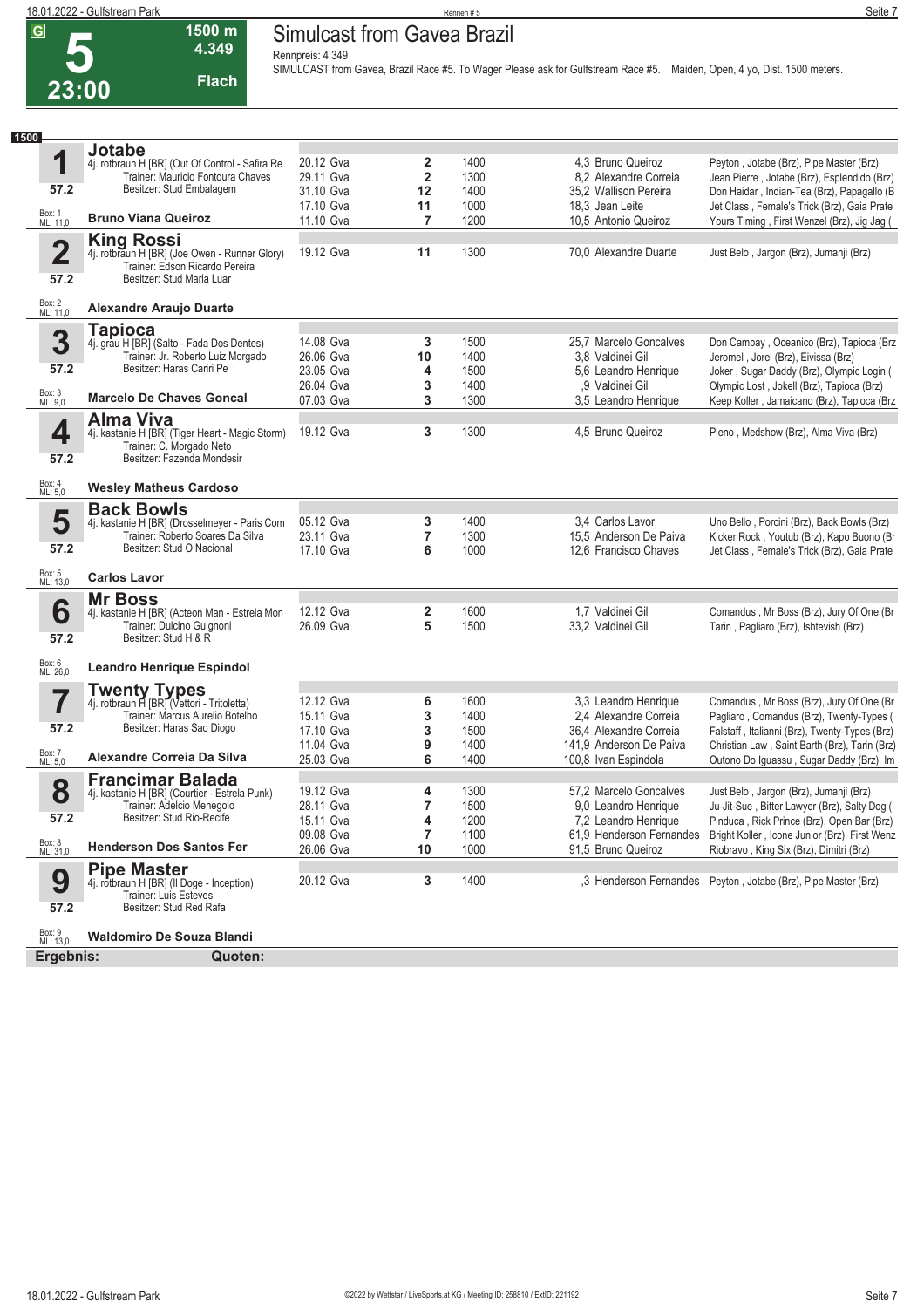# 5 — 23:00 — Simulcast from Gavea Brazil

**1500 m — 4.349 — Flach**

Rennpreis: 4.349

SIMULCAST from Gavea, Brazil Race #5. To Wager Please ask for Gulfstream Race #5. Maiden, Open, 4 yo, Dist. 1500 meters.

## 1500

### 1 Jotabe
4j. rotbraun H [BR] (Out Of Control - Safira Re
Trainer: Mauricio Fontoura Chaves
Besitzer: Stud Embalagem
57.2
Box: 1 ML: 11,0
**Bruno Viana Queiroz**

| Datum | Platz | Distanz | Quote / Jockey | Einlauf |
|---|---|---|---|---|
| 20.12 Gva | 2 | 1400 | 4,3 Bruno Queiroz | Peyton , Jotabe (Brz), Pipe Master (Brz) |
| 29.11 Gva | 2 | 1300 | 8,2 Alexandre Correia | Jean Pierre , Jotabe (Brz), Esplendido (Brz) |
| 31.10 Gva | 12 | 1400 | 35,2 Wallison Pereira | Don Haidar , Indian-Tea (Brz), Papagallo (B |
| 17.10 Gva | 11 | 1000 | 18,3 Jean Leite | Jet Class , Female's Trick (Brz), Gaia Prate |
| 11.10 Gva | 7 | 1200 | 10,5 Antonio Queiroz | Yours Timing , First Wenzel (Brz), Jig Jag ( |

### 2 King Rossi
4j. rotbraun H [BR] (Joe Owen - Runner Glory)
Trainer: Edson Ricardo Pereira
Besitzer: Stud Maria Luar
57.2
Box: 2 ML: 11,0
**Alexandre Araujo Duarte**

| Datum | Platz | Distanz | Quote / Jockey | Einlauf |
|---|---|---|---|---|
| 19.12 Gva | 11 | 1300 | 70,0 Alexandre Duarte | Just Belo , Jargon (Brz), Jumanji (Brz) |

### 3 Tapioca
4j. grau H [BR] (Salto - Fada Dos Dentes)
Trainer: Jr. Roberto Luiz Morgado
Besitzer: Haras Cariri Pe
57.2
Box: 3 ML: 9,0
**Marcelo De Chaves Goncal**

| Datum | Platz | Distanz | Quote / Jockey | Einlauf |
|---|---|---|---|---|
| 14.08 Gva | 3 | 1500 | 25,7 Marcelo Goncalves | Don Cambay , Oceanico (Brz), Tapioca (Brz |
| 26.06 Gva | 10 | 1400 | 3,8 Valdinei Gil | Jeromel , Jorel (Brz), Eivissa (Brz) |
| 23.05 Gva | 4 | 1500 | 5,6 Leandro Henrique | Joker , Sugar Daddy (Brz), Olympic Login ( |
| 26.04 Gva | 3 | 1400 | ,9 Valdinei Gil | Olympic Lost , Jokell (Brz), Tapioca (Brz) |
| 07.03 Gva | 3 | 1300 | 3,5 Leandro Henrique | Keep Koller , Jamaicano (Brz), Tapioca (Brz |

### 4 Alma Viva
4j. kastanie H [BR] (Tiger Heart - Magic Storm)
Trainer: C. Morgado Neto
Besitzer: Fazenda Mondesir
57.2
Box: 4 ML: 5,0
**Wesley Matheus Cardoso**

| Datum | Platz | Distanz | Quote / Jockey | Einlauf |
|---|---|---|---|---|
| 19.12 Gva | 3 | 1300 | 4,5 Bruno Queiroz | Pleno , Medshow (Brz), Alma Viva (Brz) |

### 5 Back Bowls
4j. kastanie H [BR] (Drosselmeyer - Paris Com
Trainer: Roberto Soares Da Silva
Besitzer: Stud O Nacional
57.2
Box: 5 ML: 13,0
**Carlos Lavor**

| Datum | Platz | Distanz | Quote / Jockey | Einlauf |
|---|---|---|---|---|
| 05.12 Gva | 3 | 1400 | 3,4 Carlos Lavor | Uno Bello , Porcini (Brz), Back Bowls (Brz) |
| 23.11 Gva | 7 | 1300 | 15,5 Anderson De Paiva | Kicker Rock , Youtub (Brz), Kapo Buono (Br |
| 17.10 Gva | 6 | 1000 | 12,6 Francisco Chaves | Jet Class , Female's Trick (Brz), Gaia Prate |

### 6 Mr Boss
4j. kastanie H [BR] (Acteon Man - Estrela Mon
Trainer: Dulcino Guignoni
Besitzer: Stud H & R
57.2
Box: 6 ML: 26,0
**Leandro Henrique Espindol**

| Datum | Platz | Distanz | Quote / Jockey | Einlauf |
|---|---|---|---|---|
| 12.12 Gva | 2 | 1600 | 1,7 Valdinei Gil | Comandus , Mr Boss (Brz), Jury Of One (Br |
| 26.09 Gva | 5 | 1500 | 33,2 Valdinei Gil | Tarin , Pagliaro (Brz), Ishtevish (Brz) |

### 7 Twenty Types
4j. rotbraun H [BR] (Vettori - Tritoletta)
Trainer: Marcus Aurelio Botelho
Besitzer: Haras Sao Diogo
57.2
Box: 7 ML: 5,0
**Alexandre Correia Da Silva**

| Datum | Platz | Distanz | Quote / Jockey | Einlauf |
|---|---|---|---|---|
| 12.12 Gva | 6 | 1600 | 3,3 Leandro Henrique | Comandus , Mr Boss (Brz), Jury Of One (Br |
| 15.11 Gva | 3 | 1400 | 2,4 Alexandre Correia | Pagliaro , Comandus (Brz), Twenty-Types ( |
| 17.10 Gva | 3 | 1500 | 36,4 Alexandre Correia | Falstaff , Italianni (Brz), Twenty-Types (Brz) |
| 11.04 Gva | 9 | 1400 | 141,9 Anderson De Paiva | Christian Law , Saint Barth (Brz), Tarin (Brz) |
| 25.03 Gva | 6 | 1400 | 100,8 Ivan Espindola | Outono Do Iguassu , Sugar Daddy (Brz), Im |

### 8 Francimar Balada
4j. kastanie H [BR] (Courtier - Estrela Punk)
Trainer: Adelcio Menegolo
Besitzer: Stud Rio-Recife
57.2
Box: 8 ML: 31,0
**Henderson Dos Santos Fer**

| Datum | Platz | Distanz | Quote / Jockey | Einlauf |
|---|---|---|---|---|
| 19.12 Gva | 4 | 1300 | 57,2 Marcelo Goncalves | Just Belo , Jargon (Brz), Jumanji (Brz) |
| 28.11 Gva | 7 | 1500 | 9,0 Leandro Henrique | Ju-Jit-Sue , Bitter Lawyer (Brz), Salty Dog ( |
| 15.11 Gva | 4 | 1200 | 7,2 Leandro Henrique | Pinduca , Rick Prince (Brz), Open Bar (Brz) |
| 09.08 Gva | 7 | 1100 | 61,9 Henderson Fernandes | Bright Koller , Icone Junior (Brz), First Wenz |
| 26.06 Gva | 10 | 1000 | 91,5 Bruno Queiroz | Riobravo , King Six (Brz), Dimitri (Brz) |

### 9 Pipe Master
4j. rotbraun H [BR] (Il Doge - Inception)
Trainer: Luis Esteves
Besitzer: Stud Red Rafa
57.2
Box: 9 ML: 13,0
**Waldomiro De Souza Blandi**

| Datum | Platz | Distanz | Quote / Jockey | Einlauf |
|---|---|---|---|---|
| 20.12 Gva | 3 | 1400 | ,3 Henderson Fernandes | Peyton , Jotabe (Brz), Pipe Master (Brz) |

**Ergebnis:** **Quoten:**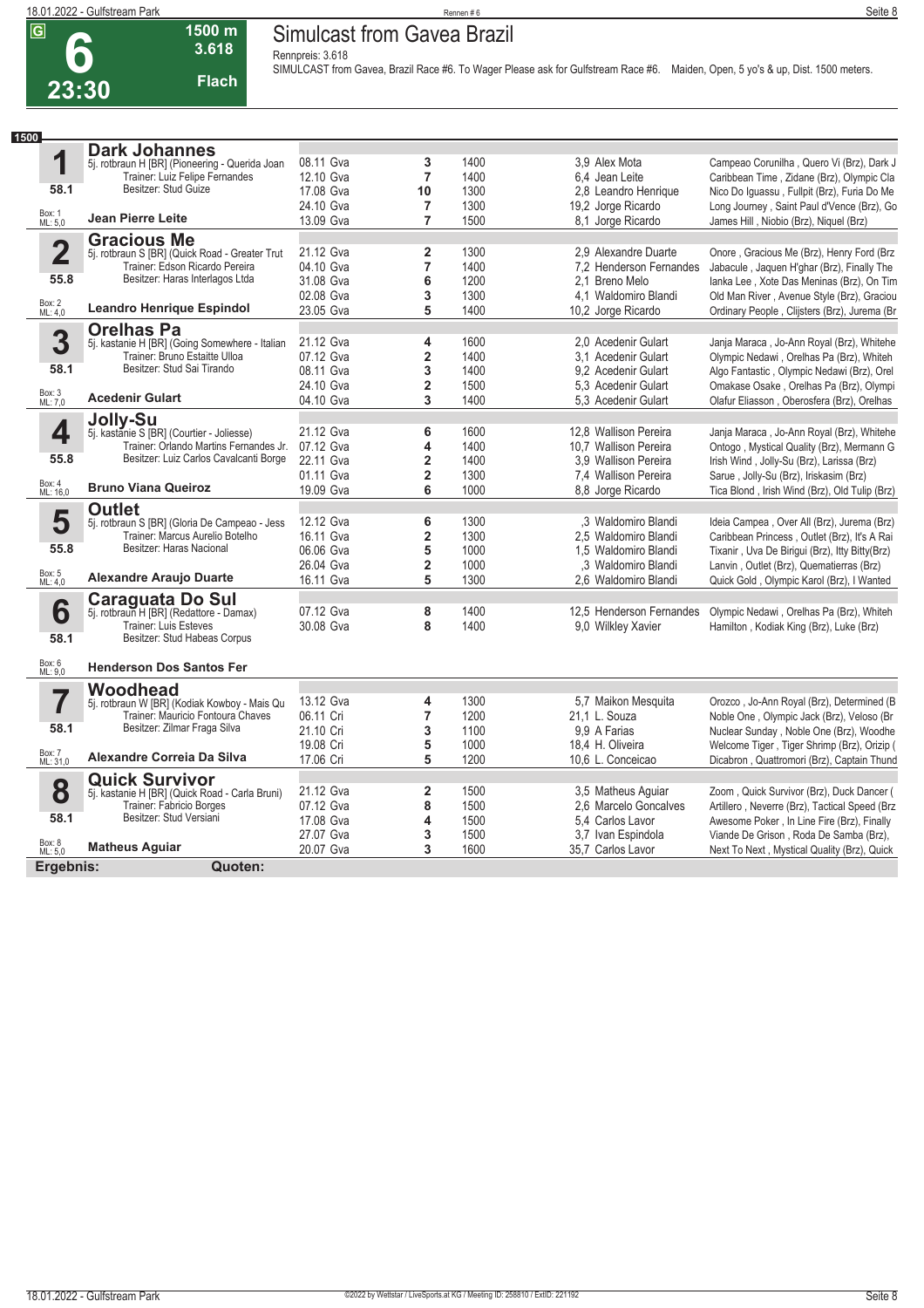# 6 — 23:30 — 1500 m — 3.618 — Flach

## Simulcast from Gavea Brazil

Rennpreis: 3.618

SIMULCAST from Gavea, Brazil Race #6. To Wager Please ask for Gulfstream Race #6. Maiden, Open, 5 yo's & up, Dist. 1500 meters.

**1500**

### 1 Dark Johannes
5j. rotbraun H [BR] (Pioneering - Querida Joan
Trainer: Luiz Felipe Fernandes
Besitzer: Stud Guize
58.1
Box: 1 ML: 5,0
**Jean Pierre Leite**

| Datum | Platz | Distanz | Quote / Jockey | Einlauf |
|---|---|---|---|---|
| 08.11 Gva | 3 | 1400 | 3,9 Alex Mota | Campeao Corunilha , Quero Vi (Brz), Dark J |
| 12.10 Gva | 7 | 1400 | 6,4 Jean Leite | Caribbean Time , Zidane (Brz), Olympic Cla |
| 17.08 Gva | 10 | 1300 | 2,8 Leandro Henrique | Nico Do Iguassu , Fullpit (Brz), Furia Do Me |
| 24.10 Gva | 7 | 1300 | 19,2 Jorge Ricardo | Long Journey , Saint Paul d'Vence (Brz), Go |
| 13.09 Gva | 7 | 1500 | 8,1 Jorge Ricardo | James Hill , Niobio (Brz), Niquel (Brz) |

### 2 Gracious Me
5j. rotbraun S [BR] (Quick Road - Greater Trut
Trainer: Edson Ricardo Pereira
Besitzer: Haras Interlagos Ltda
55.8
Box: 2 ML: 4,0
**Leandro Henrique Espindol**

| Datum | Platz | Distanz | Quote / Jockey | Einlauf |
|---|---|---|---|---|
| 21.12 Gva | 2 | 1300 | 2,9 Alexandre Duarte | Onore , Gracious Me (Brz), Henry Ford (Brz |
| 04.10 Gva | 7 | 1400 | 7,2 Henderson Fernandes | Jabacule , Jaquen H'ghar (Brz), Finally The |
| 31.08 Gva | 6 | 1200 | 2,1 Breno Melo | Ianka Lee , Xote Das Meninas (Brz), On Tim |
| 02.08 Gva | 3 | 1300 | 4,1 Waldomiro Blandi | Old Man River , Avenue Style (Brz), Graciou |
| 23.05 Gva | 5 | 1400 | 10,2 Jorge Ricardo | Ordinary People , Clijsters (Brz), Jurema (Br |

### 3 Orelhas Pa
5j. kastanie H [BR] (Going Somewhere - Italian
Trainer: Bruno Estaitte Ulloa
Besitzer: Stud Sai Tirando
58.1
Box: 3 ML: 7,0
**Acedenir Gulart**

| Datum | Platz | Distanz | Quote / Jockey | Einlauf |
|---|---|---|---|---|
| 21.12 Gva | 4 | 1600 | 2,0 Acedenir Gulart | Janja Maraca , Jo-Ann Royal (Brz), Whitehe |
| 07.12 Gva | 2 | 1400 | 3,1 Acedenir Gulart | Olympic Nedawi , Orelhas Pa (Brz), Whiteh |
| 08.11 Gva | 3 | 1400 | 9,2 Acedenir Gulart | Algo Fantastic , Olympic Nedawi (Brz), Orel |
| 24.10 Gva | 2 | 1500 | 5,3 Acedenir Gulart | Omakase Osake , Orelhas Pa (Brz), Olympi |
| 04.10 Gva | 3 | 1400 | 5,3 Acedenir Gulart | Olafur Eliasson , Oberosfera (Brz), Orelhas |

### 4 Jolly-Su
5j. kastanie S [BR] (Courtier - Joliesse)
Trainer: Orlando Martins Fernandes Jr.
Besitzer: Luiz Carlos Cavalcanti Borge
55.8
Box: 4 ML: 16,0
**Bruno Viana Queiroz**

| Datum | Platz | Distanz | Quote / Jockey | Einlauf |
|---|---|---|---|---|
| 21.12 Gva | 6 | 1600 | 12,8 Wallison Pereira | Janja Maraca , Jo-Ann Royal (Brz), Whitehe |
| 07.12 Gva | 4 | 1400 | 10,7 Wallison Pereira | Ontogo , Mystical Quality (Brz), Mermann G |
| 22.11 Gva | 2 | 1400 | 3,9 Wallison Pereira | Irish Wind , Jolly-Su (Brz), Larissa (Brz) |
| 01.11 Gva | 2 | 1300 | 7,4 Wallison Pereira | Sarue , Jolly-Su (Brz), Iriskasim (Brz) |
| 19.09 Gva | 6 | 1000 | 8,8 Jorge Ricardo | Tica Blond , Irish Wind (Brz), Old Tulip (Brz) |

### 5 Outlet
5j. rotbraun S [BR] (Gloria De Campeao - Jess
Trainer: Marcus Aurelio Botelho
Besitzer: Haras Nacional
55.8
Box: 5 ML: 4,0
**Alexandre Araujo Duarte**

| Datum | Platz | Distanz | Quote / Jockey | Einlauf |
|---|---|---|---|---|
| 12.12 Gva | 6 | 1300 | ,3 Waldomiro Blandi | Ideia Campea , Over All (Brz), Jurema (Brz) |
| 16.11 Gva | 2 | 1300 | 2,5 Waldomiro Blandi | Caribbean Princess , Outlet (Brz), It's A Rai |
| 06.06 Gva | 5 | 1000 | 1,5 Waldomiro Blandi | Tixanir , Uva De Birigui (Brz), Itty Bitty(Brz) |
| 26.04 Gva | 2 | 1000 | ,3 Waldomiro Blandi | Lanvin , Outlet (Brz), Quematierras (Brz) |
| 16.11 Gva | 5 | 1300 | 2,6 Waldomiro Blandi | Quick Gold , Olympic Karol (Brz), I Wanted |

### 6 Caraguata Do Sul
5j. rotbraun H [BR] (Redattore - Damax)
Trainer: Luis Esteves
Besitzer: Stud Habeas Corpus
58.1
Box: 6 ML: 9,0
**Henderson Dos Santos Fer**

| Datum | Platz | Distanz | Quote / Jockey | Einlauf |
|---|---|---|---|---|
| 07.12 Gva | 8 | 1400 | 12,5 Henderson Fernandes | Olympic Nedawi , Orelhas Pa (Brz), Whiteh |
| 30.08 Gva | 8 | 1400 | 9,0 Wilkley Xavier | Hamilton , Kodiak King (Brz), Luke (Brz) |

### 7 Woodhead
5j. rotbraun W [BR] (Kodiak Kowboy - Mais Qu
Trainer: Mauricio Fontoura Chaves
Besitzer: Zilmar Fraga Silva
58.1
Box: 7 ML: 31,0
**Alexandre Correia Da Silva**

| Datum | Platz | Distanz | Quote / Jockey | Einlauf |
|---|---|---|---|---|
| 13.12 Gva | 4 | 1300 | 5,7 Maikon Mesquita | Orozco , Jo-Ann Royal (Brz), Determined (B |
| 06.11 Cri | 7 | 1200 | 21,1 L. Souza | Noble One , Olympic Jack (Brz), Veloso (Br |
| 21.10 Cri | 3 | 1100 | 9,9 A Farias | Nuclear Sunday , Noble One (Brz), Woodhe |
| 19.08 Cri | 5 | 1000 | 18,4 H. Oliveira | Welcome Tiger , Tiger Shrimp (Brz), Orizip ( |
| 17.06 Cri | 5 | 1200 | 10,6 L. Conceicao | Dicabron , Quattromori (Brz), Captain Thund |

### 8 Quick Survivor
5j. kastanie H [BR] (Quick Road - Carla Bruni)
Trainer: Fabricio Borges
Besitzer: Stud Versiani
58.1
Box: 8 ML: 5,0
**Matheus Aguiar**

| Datum | Platz | Distanz | Quote / Jockey | Einlauf |
|---|---|---|---|---|
| 21.12 Gva | 2 | 1500 | 3,5 Matheus Aguiar | Zoom , Quick Survivor (Brz), Duck Dancer ( |
| 07.12 Gva | 8 | 1500 | 2,6 Marcelo Goncalves | Artillero , Neverre (Brz), Tactical Speed (Brz |
| 17.08 Gva | 4 | 1500 | 5,4 Carlos Lavor | Awesome Poker , In Line Fire (Brz), Finally |
| 27.07 Gva | 3 | 1500 | 3,7 Ivan Espindola | Viande De Grison , Roda De Samba (Brz), |
| 20.07 Gva | 3 | 1600 | 35,7 Carlos Lavor | Next To Next , Mystical Quality (Brz), Quick |

**Ergebnis:** **Quoten:**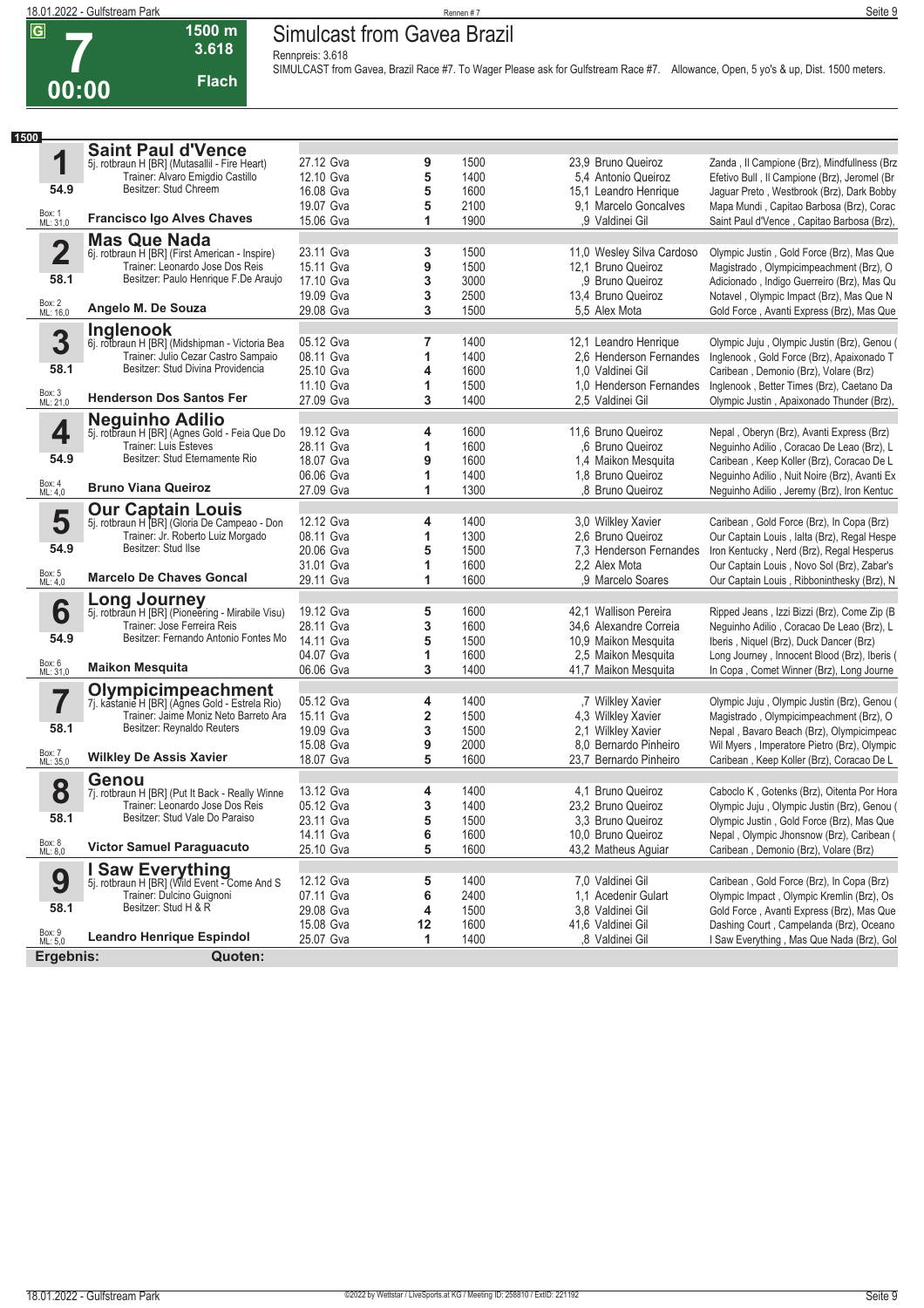# 7 — Simulcast from Gavea Brazil

**G** | **1500 m** | **3.618** | **Flach** | **00:00**

Rennpreis: 3.618

SIMULCAST from Gavea, Brazil Race #7. To Wager Please ask for Gulfstream Race #7. Allowance, Open, 5 yo's & up, Dist. 1500 meters.

**1500**

| Nr. | Pferd | Datum | Platz | Distanz | Quote / Reiter | Einlauf |
|---|---|---|---|---|---|---|
| **1** | **Saint Paul d'Vence** | 27.12 Gva | 9 | 1500 | 23,9 Bruno Queiroz | Zanda , Il Campione (Brz), Mindfullness (Brz |
| | 5j. rotbraun H [BR] (Mutasallil - Fire Heart) | 12.10 Gva | 5 | 1400 | 5,4 Antonio Queiroz | Efetivo Bull , Il Campione (Brz), Jeromel (Br |
| 54.9 | Trainer: Alvaro Emigdio Castillo / Besitzer: Stud Chreem | 16.08 Gva | 5 | 1600 | 15,1 Leandro Henrique | Jaguar Preto , Westbrook (Brz), Dark Bobby |
| Box: 1 ML: 31,0 | | 19.07 Gva | 5 | 2100 | 9,1 Marcelo Goncalves | Mapa Mundi , Capitao Barbosa (Brz), Corac |
| | **Francisco Igo Alves Chaves** | 15.06 Gva | 1 | 1900 | ,9 Valdinei Gil | Saint Paul d'Vence , Capitao Barbosa (Brz), |
| **2** | **Mas Que Nada** | 23.11 Gva | 3 | 1500 | 11,0 Wesley Silva Cardoso | Olympic Justin , Gold Force (Brz), Mas Que |
| | 6j. rotbraun H [BR] (First American - Inspire) | 15.11 Gva | 9 | 1500 | 12,1 Bruno Queiroz | Magistrado , Olympicimpeachment (Brz), O |
| 58.1 | Trainer: Leonardo Jose Dos Reis / Besitzer: Paulo Henrique F.De Araujo | 17.10 Gva | 3 | 3000 | ,9 Bruno Queiroz | Adicionado , Indigo Guerreiro (Brz), Mas Qu |
| Box: 2 ML: 16,0 | | 19.09 Gva | 3 | 2500 | 13,4 Bruno Queiroz | Notavel , Olympic Impact (Brz), Mas Que N |
| | **Angelo M. De Souza** | 29.08 Gva | 3 | 1500 | 5,5 Alex Mota | Gold Force , Avanti Express (Brz), Mas Que |
| **3** | **Inglenook** | 05.12 Gva | 7 | 1400 | 12,1 Leandro Henrique | Olympic Juju , Olympic Justin (Brz), Genou ( |
| | 6j. rotbraun H [BR] (Midshipman - Victoria Bea | 08.11 Gva | 1 | 1400 | 2,6 Henderson Fernandes | Inglenook , Gold Force (Brz), Apaixonado T |
| 58.1 | Trainer: Julio Cezar Castro Sampaio / Besitzer: Stud Divina Providencia | 25.10 Gva | 4 | 1600 | 1,0 Valdinei Gil | Caribean , Demonio (Brz), Volare (Brz) |
| Box: 3 ML: 21,0 | | 11.10 Gva | 1 | 1500 | 1,0 Henderson Fernandes | Inglenook , Better Times (Brz), Caetano Da |
| | **Henderson Dos Santos Fer** | 27.09 Gva | 3 | 1400 | 2,5 Valdinei Gil | Olympic Justin , Apaixonado Thunder (Brz), |
| **4** | **Neguinho Adilio** | 19.12 Gva | 4 | 1600 | 11,6 Bruno Queiroz | Nepal , Oberyn (Brz), Avanti Express (Brz) |
| | 5j. rotbraun H [BR] (Agnes Gold - Feia Que Do | 28.11 Gva | 1 | 1600 | ,6 Bruno Queiroz | Neguinho Adilio , Coracao De Leao (Brz), L |
| 54.9 | Trainer: Luis Esteves / Besitzer: Stud Eternamente Rio | 18.07 Gva | 9 | 1600 | 1,4 Maikon Mesquita | Caribean , Keep Koller (Brz), Coracao De L |
| Box: 4 ML: 4,0 | | 06.06 Gva | 1 | 1400 | 1,8 Bruno Queiroz | Neguinho Adilio , Nuit Noire (Brz), Avanti Ex |
| | **Bruno Viana Queiroz** | 27.09 Gva | 1 | 1300 | ,8 Bruno Queiroz | Neguinho Adilio , Jeremy (Brz), Iron Kentuc |
| **5** | **Our Captain Louis** | 12.12 Gva | 4 | 1400 | 3,0 Wilkley Xavier | Caribean , Gold Force (Brz), In Copa (Brz) |
| | 5j. rotbraun H [BR] (Gloria De Campeao - Don | 08.11 Gva | 1 | 1300 | 2,6 Bruno Queiroz | Our Captain Louis , Ialta (Brz), Regal Hespe |
| 54.9 | Trainer: Jr. Roberto Luiz Morgado / Besitzer: Stud Ilse | 20.06 Gva | 5 | 1500 | 7,3 Henderson Fernandes | Iron Kentucky , Nerd (Brz), Regal Hesperus |
| Box: 5 ML: 4,0 | | 31.01 Gva | 1 | 1600 | 2,2 Alex Mota | Our Captain Louis , Novo Sol (Brz), Zabar's |
| | **Marcelo De Chaves Goncal** | 29.11 Gva | 1 | 1600 | ,9 Marcelo Soares | Our Captain Louis , Ribboninthesky (Brz), N |
| **6** | **Long Journey** | 19.12 Gva | 5 | 1600 | 42,1 Wallison Pereira | Ripped Jeans , Izzi Bizzi (Brz), Come Zip (B |
| | 5j. rotbraun H [BR] (Pioneering - Mirabile Visu) | 28.11 Gva | 3 | 1600 | 34,6 Alexandre Correia | Neguinho Adilio , Coracao De Leao (Brz), L |
| 54.9 | Trainer: Jose Ferreira Reis / Besitzer: Fernando Antonio Fontes Mo | 14.11 Gva | 5 | 1500 | 10,9 Maikon Mesquita | Iberis , Niquel (Brz), Duck Dancer (Brz) |
| Box: 6 ML: 31,0 | | 04.07 Gva | 1 | 1600 | 2,5 Maikon Mesquita | Long Journey , Innocent Blood (Brz), Iberis ( |
| | **Maikon Mesquita** | 06.06 Gva | 3 | 1400 | 41,7 Maikon Mesquita | In Copa , Comet Winner (Brz), Long Journe |
| **7** | **Olympicimpeachment** | 05.12 Gva | 4 | 1400 | ,7 Wilkley Xavier | Olympic Juju , Olympic Justin (Brz), Genou ( |
| | 7j. kastanie H [BR] (Agnes Gold - Estrela Rio) | 15.11 Gva | 2 | 1500 | 4,3 Wilkley Xavier | Magistrado , Olympicimpeachment (Brz), O |
| 58.1 | Trainer: Jaime Moniz Neto Barreto Ara / Besitzer: Reynaldo Reuters | 19.09 Gva | 3 | 1500 | 2,1 Wilkley Xavier | Nepal , Bavaro Beach (Brz), Olympicimpeac |
| Box: 7 ML: 35,0 | | 15.08 Gva | 9 | 2000 | 8,0 Bernardo Pinheiro | Wil Myers , Imperatore Pietro (Brz), Olympic |
| | **Wilkley De Assis Xavier** | 18.07 Gva | 5 | 1600 | 23,7 Bernardo Pinheiro | Caribean , Keep Koller (Brz), Coracao De L |
| **8** | **Genou** | 13.12 Gva | 4 | 1400 | 4,1 Bruno Queiroz | Caboclo K , Gotenks (Brz), Oitenta Por Hora |
| | 7j. rotbraun H [BR] (Put It Back - Really Winne | 05.12 Gva | 3 | 1400 | 23,2 Bruno Queiroz | Olympic Juju , Olympic Justin (Brz), Genou ( |
| 58.1 | Trainer: Leonardo Jose Dos Reis / Besitzer: Stud Vale Do Paraiso | 23.11 Gva | 5 | 1500 | 3,3 Bruno Queiroz | Olympic Justin , Gold Force (Brz), Mas Que |
| Box: 8 ML: 8,0 | | 14.11 Gva | 6 | 1600 | 10,0 Bruno Queiroz | Nepal , Olympic Jhonsnow (Brz), Caribean ( |
| | **Victor Samuel Paraguacuto** | 25.10 Gva | 5 | 1600 | 43,2 Matheus Aguiar | Caribean , Demonio (Brz), Volare (Brz) |
| **9** | **I Saw Everything** | 12.12 Gva | 5 | 1400 | 7,0 Valdinei Gil | Caribean , Gold Force (Brz), In Copa (Brz) |
| | 5j. rotbraun H [BR] (Wild Event - Come And S | 07.11 Gva | 6 | 2400 | 1,1 Acedenir Gulart | Olympic Impact , Olympic Kremlin (Brz), Os |
| 58.1 | Trainer: Dulcino Guignoni / Besitzer: Stud H & R | 29.08 Gva | 4 | 1500 | 3,8 Valdinei Gil | Gold Force , Avanti Express (Brz), Mas Que |
| Box: 9 ML: 5,0 | | 15.08 Gva | 12 | 1600 | 41,6 Valdinei Gil | Dashing Court , Campelanda (Brz), Oceano |
| | **Leandro Henrique Espindol** | 25.07 Gva | 1 | 1400 | ,8 Valdinei Gil | I Saw Everything , Mas Que Nada (Brz), Gol |

**Ergebnis:** **Quoten:**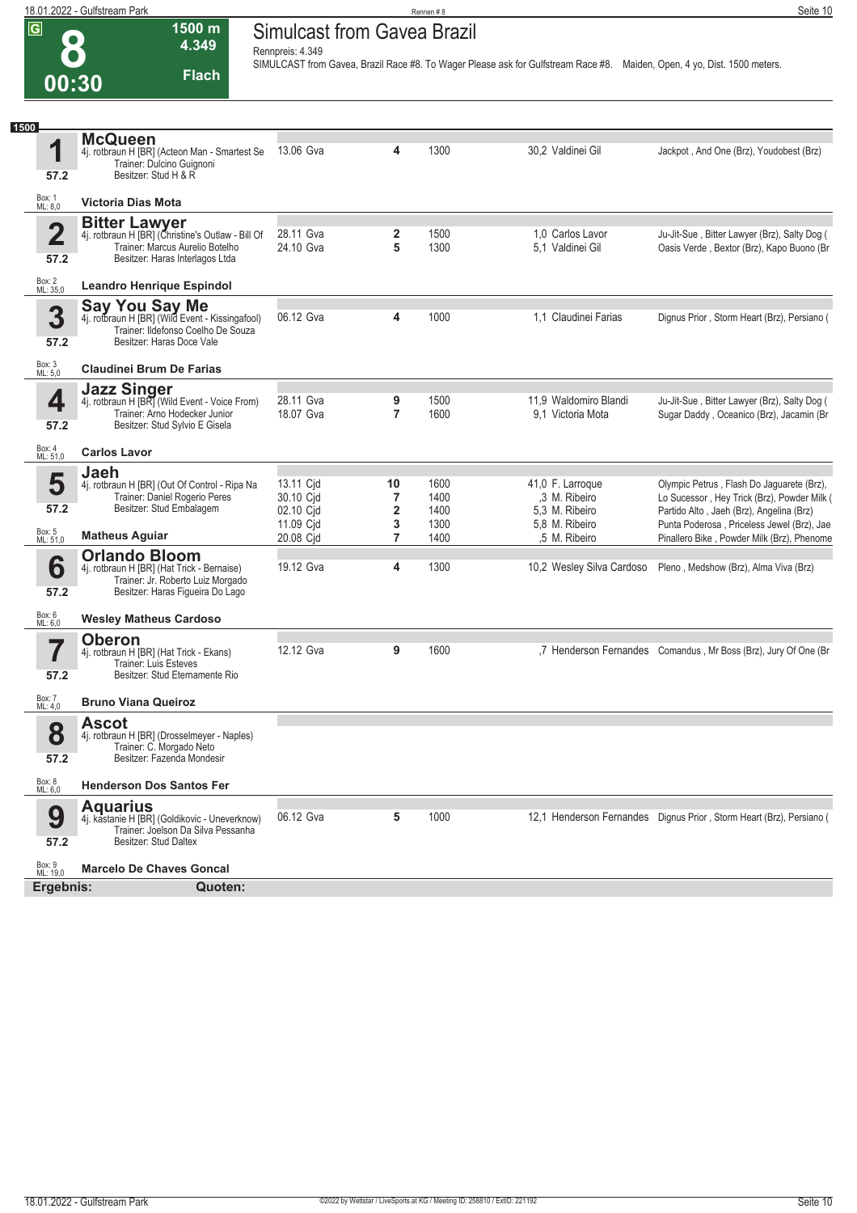# 8 — 00:30 — 1500 m — 4.349 — Flach

## Simulcast from Gavea Brazil

Rennpreis: 4.349

SIMULCAST from Gavea, Brazil Race #8. To Wager Please ask for Gulfstream Race #8. Maiden, Open, 4 yo, Dist. 1500 meters.

**1500**

### 1 McQueen
4j. rotbraun H [BR] (Acteon Man - Smartest Se
Trainer: Dulcino Guignoni
Besitzer: Stud H & R
57.2 — Box: 1, ML: 8,0
**Victoria Dias Mota**

| Datum | Platz | Distanz | Quote / Reiter | Erste |
|---|---|---|---|---|
| 13.06 Gva | 4 | 1300 | 30,2 Valdinei Gil | Jackpot , And One (Brz), Youdobest (Brz) |

### 2 Bitter Lawyer
4j. rotbraun H [BR] (Christine's Outlaw - Bill Of
Trainer: Marcus Aurelio Botelho
Besitzer: Haras Interlagos Ltda
57.2 — Box: 2, ML: 35,0
**Leandro Henrique Espindol**

| Datum | Platz | Distanz | Quote / Reiter | Erste |
|---|---|---|---|---|
| 28.11 Gva | 2 | 1500 | 1,0 Carlos Lavor | Ju-Jit-Sue , Bitter Lawyer (Brz), Salty Dog ( |
| 24.10 Gva | 5 | 1300 | 5,1 Valdinei Gil | Oasis Verde , Bextor (Brz), Kapo Buono (Br |

### 3 Say You Say Me
4j. rotbraun H [BR] (Wild Event - Kissingafool)
Trainer: Ildefonso Coelho De Souza
Besitzer: Haras Doce Vale
57.2 — Box: 3, ML: 5,0
**Claudinei Brum De Farias**

| Datum | Platz | Distanz | Quote / Reiter | Erste |
|---|---|---|---|---|
| 06.12 Gva | 4 | 1000 | 1,1 Claudinei Farias | Dignus Prior , Storm Heart (Brz), Persiano ( |

### 4 Jazz Singer
4j. rotbraun H [BR] (Wild Event - Voice From)
Trainer: Arno Hodecker Junior
Besitzer: Stud Sylvio E Gisela
57.2 — Box: 4, ML: 51,0
**Carlos Lavor**

| Datum | Platz | Distanz | Quote / Reiter | Erste |
|---|---|---|---|---|
| 28.11 Gva | 9 | 1500 | 11,9 Waldomiro Blandi | Ju-Jit-Sue , Bitter Lawyer (Brz), Salty Dog ( |
| 18.07 Gva | 7 | 1600 | 9,1 Victoria Mota | Sugar Daddy , Oceanico (Brz), Jacamin (Br |

### 5 Jaeh
4j. rotbraun H [BR] (Out Of Control - Ripa Na
Trainer: Daniel Rogerio Peres
Besitzer: Stud Embalagem
57.2 — Box: 5, ML: 51,0
**Matheus Aguiar**

| Datum | Platz | Distanz | Quote / Reiter | Erste |
|---|---|---|---|---|
| 13.11 Cjd | 10 | 1600 | 41,0 F. Larroque | Olympic Petrus , Flash Do Jaguarete (Brz), |
| 30.10 Cjd | 7 | 1400 | ,3 M. Ribeiro | Lo Sucessor , Hey Trick (Brz), Powder Milk ( |
| 02.10 Cjd | 2 | 1400 | 5,3 M. Ribeiro | Partido Alto , Jaeh (Brz), Angelina (Brz) |
| 11.09 Cjd | 3 | 1300 | 5,8 M. Ribeiro | Punta Poderosa , Priceless Jewel (Brz), Jae |
| 20.08 Cjd | 7 | 1400 | ,5 M. Ribeiro | Pinallero Bike , Powder Milk (Brz), Phenome |

### 6 Orlando Bloom
4j. rotbraun H [BR] (Hat Trick - Bernaise)
Trainer: Jr. Roberto Luiz Morgado
Besitzer: Haras Figueira Do Lago
57.2 — Box: 6, ML: 6,0
**Wesley Matheus Cardoso**

| Datum | Platz | Distanz | Quote / Reiter | Erste |
|---|---|---|---|---|
| 19.12 Gva | 4 | 1300 | 10,2 Wesley Silva Cardoso | Pleno , Medshow (Brz), Alma Viva (Brz) |

### 7 Oberon
4j. rotbraun H [BR] (Hat Trick - Ekans)
Trainer: Luis Esteves
Besitzer: Stud Eternamente Rio
57.2 — Box: 7, ML: 4,0
**Bruno Viana Queiroz**

| Datum | Platz | Distanz | Quote / Reiter | Erste |
|---|---|---|---|---|
| 12.12 Gva | 9 | 1600 | ,7 Henderson Fernandes | Comandus , Mr Boss (Brz), Jury Of One (Br |

### 8 Ascot
4j. rotbraun H [BR] (Drosselmeyer - Naples)
Trainer: C. Morgado Neto
Besitzer: Fazenda Mondesir
57.2 — Box: 8, ML: 6,0
**Henderson Dos Santos Fer**

### 9 Aquarius
4j. kastanie H [BR] (Goldikovic - Uneverknow)
Trainer: Joelson Da Silva Pessanha
Besitzer: Stud Daltex
57.2 — Box: 9, ML: 19,0
**Marcelo De Chaves Goncal**

| Datum | Platz | Distanz | Quote / Reiter | Erste |
|---|---|---|---|---|
| 06.12 Gva | 5 | 1000 | 12,1 Henderson Fernandes | Dignus Prior , Storm Heart (Brz), Persiano ( |

**Ergebnis:** **Quoten:**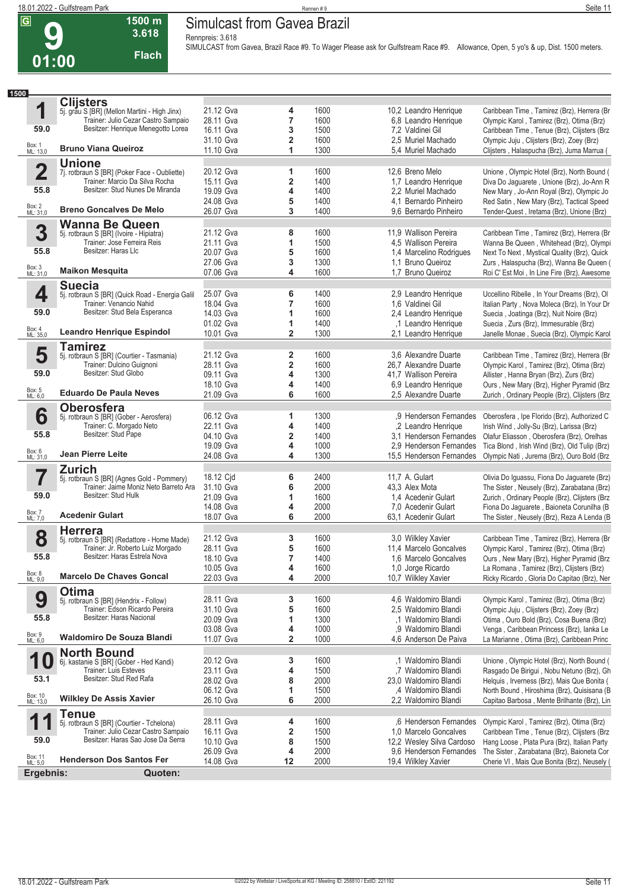G

# 9

01:00

1500 m
3.618
Flach

## Simulcast from Gavea Brazil

Rennpreis: 3.618

SIMULCAST from Gavea, Brazil Race #9. To Wager Please ask for Gulfstream Race #9. Allowance, Open, 5 yo's & up, Dist. 1500 meters.

1500

### 1 Clijsters

5j. grau S [BR] (Mellon Martini - High Jinx)
Trainer: Julio Cezar Castro Sampaio
Besitzer: Henrique Menegotto Lorea
59.0
Box: 1 ML: 13,0
**Bruno Viana Queiroz**

| | | | | | |
|---|---|---|---|---|---|
| 21.12 Gva | 4 | 1600 | 10,2 | Leandro Henrique | Caribbean Time , Tamirez (Brz), Herrera (Br |
| 28.11 Gva | 7 | 1600 | 6,8 | Leandro Henrique | Olympic Karol , Tamirez (Brz), Otima (Brz) |
| 16.11 Gva | 3 | 1500 | 7,2 | Valdinei Gil | Caribbean Time , Tenue (Brz), Clijsters (Brz |
| 31.10 Gva | 2 | 1600 | 2,5 | Muriel Machado | Olympic Juju , Clijsters (Brz), Zoey (Brz) |
| 11.10 Gva | 1 | 1300 | 5,4 | Muriel Machado | Clijsters , Halaspucha (Brz), Juma Marrua ( |

### 2 Unione

7j. rotbraun S [BR] (Poker Face - Oubliette)
Trainer: Marcio Da Silva Rocha
Besitzer: Stud Nunes De Miranda
55.8
Box: 2 ML: 31,0
**Breno Goncalves De Melo**

| | | | | | |
|---|---|---|---|---|---|
| 20.12 Gva | 1 | 1600 | 12,6 | Breno Melo | Unione , Olympic Hotel (Brz), North Bound ( |
| 15.11 Gva | 2 | 1400 | 1,7 | Leandro Henrique | Diva Do Jaguarete , Unione (Brz), Jo-Ann R |
| 19.09 Gva | 4 | 1400 | 2,2 | Muriel Machado | New Mary , Jo-Ann Royal (Brz), Olympic Jo |
| 24.08 Gva | 5 | 1400 | 4,1 | Bernardo Pinheiro | Red Satin , New Mary (Brz), Tactical Speed |
| 26.07 Gva | 3 | 1400 | 9,6 | Bernardo Pinheiro | Tender-Quest , Iretama (Brz), Unione (Brz) |

### 3 Wanna Be Queen

5j. rotbraun S [BR] (Ivoire - Hipiatra)
Trainer: Jose Ferreira Reis
Besitzer: Haras Llc
55.8
Box: 3 ML: 31,0
**Maikon Mesquita**

| | | | | | |
|---|---|---|---|---|---|
| 21.12 Gva | 8 | 1600 | 11,9 | Wallison Pereira | Caribbean Time , Tamirez (Brz), Herrera (Br |
| 21.11 Gva | 1 | 1500 | 4,5 | Wallison Pereira | Wanna Be Queen , Whitehead (Brz), Olympi |
| 20.07 Gva | 5 | 1600 | 1,4 | Marcelo Rodrigues | Next To Next , Mystical Quality (Brz), Quick |
| 27.06 Gva | 3 | 1300 | 1,1 | Bruno Queiroz | Zurs , Halaspucha (Brz), Wanna Be Queen ( |
| 07.06 Gva | 4 | 1600 | 1,7 | Bruno Queiroz | Roi C' Est Moi , In Line Fire (Brz), Awesome |

### 4 Suecia

5j. rotbraun S [BR] (Quick Road - Energia Galil
Trainer: Venancio Nahid
Besitzer: Stud Bela Esperanca
59.0
Box: 4 ML: 35,0
**Leandro Henrique Espindol**

| | | | | | |
|---|---|---|---|---|---|
| 25.07 Gva | 6 | 1400 | 2,9 | Leandro Henrique | Uccellino Ribelle , In Your Dreams (Brz), Ol |
| 18.04 Gva | 7 | 1600 | 1,6 | Valdinei Gil | Italian Party , Nova Moleca (Brz), In Your Dr |
| 14.03 Gva | 1 | 1600 | 2,4 | Leandro Henrique | Suecia , Joatinga (Brz), Nuit Noire (Brz) |
| 01.02 Gva | 1 | 1400 | ,1 | Leandro Henrique | Suecia , Zurs (Brz), Immesurable (Brz) |
| 10.01 Gva | 2 | 1300 | 2,1 | Leandro Henrique | Janelle Monae , Suecia (Brz), Olympic Karol |

### 5 Tamirez

5j. rotbraun S [BR] (Courtier - Tasmania)
Trainer: Dulcino Guignoni
Besitzer: Stud Globo
59.0
Box: 5 ML: 6,0
**Eduardo De Paula Neves**

| | | | | | |
|---|---|---|---|---|---|
| 21.12 Gva | 2 | 1600 | 3,6 | Alexandre Duarte | Caribbean Time , Tamirez (Brz), Herrera (Br |
| 28.11 Gva | 2 | 1600 | 26,7 | Alexandre Duarte | Olympic Karol , Tamirez (Brz), Otima (Brz) |
| 09.11 Gva | 4 | 1300 | 41,7 | Wallison Pereira | Allister , Hanna Bryan (Brz), Zurs (Brz) |
| 18.10 Gva | 4 | 1400 | 6,9 | Leandro Henrique | Ours , New Mary (Brz), Higher Pyramid (Brz |
| 21.09 Gva | 6 | 1600 | 2,5 | Alexandre Duarte | Zurich , Ordinary People (Brz), Clijsters (Brz |

### 6 Oberosfera

5j. rotbraun S [BR] (Gober - Aerosfera)
Trainer: C. Morgado Neto
Besitzer: Stud Pape
55.8
Box: 6 ML: 31,0
**Jean Pierre Leite**

| | | | | | |
|---|---|---|---|---|---|
| 06.12 Gva | 1 | 1300 | ,9 | Henderson Fernandes | Oberosfera , Ipe Florido (Brz), Authorized C |
| 22.11 Gva | 4 | 1400 | ,2 | Leandro Henrique | Irish Wind , Jolly-Su (Brz), Larissa (Brz) |
| 04.10 Gva | 2 | 1400 | 3,1 | Henderson Fernandes | Olafur Eliasson , Oberosfera (Brz), Orelhas |
| 19.09 Gva | 4 | 1000 | 2,9 | Henderson Fernandes | Tica Blond , Irish Wind (Brz), Old Tulip (Brz) |
| 24.08 Gva | 4 | 1300 | 15,5 | Henderson Fernandes | Olympic Nati , Jurema (Brz), Ouro Bold (Brz |

### 7 Zurich

5j. rotbraun S [BR] (Agnes Gold - Pommery)
Trainer: Jaime Moniz Neto Barreto Ara
Besitzer: Stud Hulk
59.0
Box: 7 ML: 7,0
**Acedenir Gulart**

| | | | | | |
|---|---|---|---|---|---|
| 18.12 Cjd | 6 | 2400 | 11,7 | A. Gulart | Olivia Do Iguassu, Fiona Do Jaguarete (Brz) |
| 31.10 Gva | 6 | 2000 | 43,3 | Alex Mota | The Sister , Neusely (Brz), Zarabatana (Brz) |
| 21.09 Gva | 1 | 1600 | 1,4 | Acedenir Gulart | Zurich , Ordinary People (Brz), Clijsters (Brz |
| 14.08 Gva | 4 | 2000 | 7,0 | Acedenir Gulart | Fiona Do Jaguarete , Baioneta Corunilha (B |
| 18.07 Gva | 6 | 2000 | 63,1 | Acedenir Gulart | The Sister , Neusely (Brz), Reza A Lenda (B |

### 8 Herrera

5j. rotbraun S [BR] (Redattore - Home Made)
Trainer: Jr. Roberto Luiz Morgado
Besitzer: Haras Estrela Nova
55.8
Box: 8 ML: 9,0
**Marcelo De Chaves Goncal**

| | | | | | |
|---|---|---|---|---|---|
| 21.12 Gva | 3 | 1600 | 3,0 | Wilkley Xavier | Caribbean Time , Tamirez (Brz), Herrera (Br |
| 28.11 Gva | 5 | 1600 | 11,4 | Marcelo Goncalves | Olympic Karol , Tamirez (Brz), Otima (Brz) |
| 18.10 Gva | 7 | 1400 | 1,6 | Marcelo Goncalves | Ours , New Mary (Brz), Higher Pyramid (Brz |
| 10.05 Gva | 4 | 1600 | 1,0 | Jorge Ricardo | La Romana , Tamirez (Brz), Clijsters (Brz) |
| 22.03 Gva | 4 | 2000 | 10,7 | Wilkley Xavier | Ricky Ricardo , Gloria Do Capitao (Brz), Ner |

### 9 Otima

5j. rotbraun S [BR] (Hendrix - Follow)
Trainer: Edson Ricardo Pereira
Besitzer: Haras Nacional
55.8
Box: 9 ML: 6,0
**Waldomiro De Souza Blandi**

| | | | | | |
|---|---|---|---|---|---|
| 28.11 Gva | 3 | 1600 | 4,6 | Waldomiro Blandi | Olympic Karol , Tamirez (Brz), Otima (Brz) |
| 31.10 Gva | 5 | 1600 | 2,5 | Waldomiro Blandi | Olympic Juju , Clijsters (Brz), Zoey (Brz) |
| 20.09 Gva | 1 | 1300 | ,1 | Waldomiro Blandi | Otima , Ouro Bold (Brz), Cosa Buena (Brz) |
| 03.08 Gva | 4 | 1000 | ,9 | Waldomiro Blandi | Venga , Caribbean Princess (Brz), Ianka Le |
| 11.07 Gva | 2 | 1000 | 4,6 | Anderson De Paiva | La Marianne , Otima (Brz), Caribbean Princ |

### 10 North Bound

6j. kastanie S [BR] (Gober - Hed Kandi)
Trainer: Luis Esteves
Besitzer: Stud Red Rafa
53.1
Box: 10 ML: 13,0
**Wilkley De Assis Xavier**

| | | | | | |
|---|---|---|---|---|---|
| 20.12 Gva | 3 | 1600 | ,1 | Waldomiro Blandi | Unione , Olympic Hotel (Brz), North Bound ( |
| 23.11 Gva | 4 | 1500 | ,7 | Waldomiro Blandi | Rasgado De Birigui , Nobu Netuno (Brz), Gh |
| 28.02 Gva | 8 | 2000 | 23,0 | Waldomiro Blandi | Helquis , Irverness (Brz), Mais Que Bonita ( |
| 06.12 Gva | 1 | 1500 | ,4 | Waldomiro Blandi | North Bound , Hiroshima (Brz), Quisisana (B |
| 26.10 Gva | 6 | 2000 | 2,2 | Waldomiro Blandi | Capitao Barbosa , Mente Brilhante (Brz), Lin |

### 11 Tenue

5j. rotbraun S [BR] (Courtier - Tchelona)
Trainer: Julio Cezar Castro Sampaio
Besitzer: Haras Sao Jose Da Serra
59.0
Box: 11 ML: 5,0
**Henderson Dos Santos Fer**

| | | | | | |
|---|---|---|---|---|---|
| 28.11 Gva | 4 | 1600 | ,6 | Henderson Fernandes | Olympic Karol , Tamirez (Brz), Otima (Brz) |
| 16.11 Gva | 2 | 1500 | 1,0 | Marcelo Goncalves | Caribbean Time , Tenue (Brz), Clijsters (Brz |
| 10.10 Gva | 8 | 1500 | 12,2 | Wesley Silva Cardoso | Hang Loose , Plata Pura (Brz), Italian Party |
| 26.09 Gva | 4 | 2000 | 9,6 | Henderson Fernandes | The Sister , Zarabatana (Brz), Baioneta Cor |
| 14.08 Gva | 12 | 2000 | 19,4 | Wilkley Xavier | Cherie VI , Mais Que Bonita (Brz), Neusely ( |

**Ergebnis:** **Quoten:**